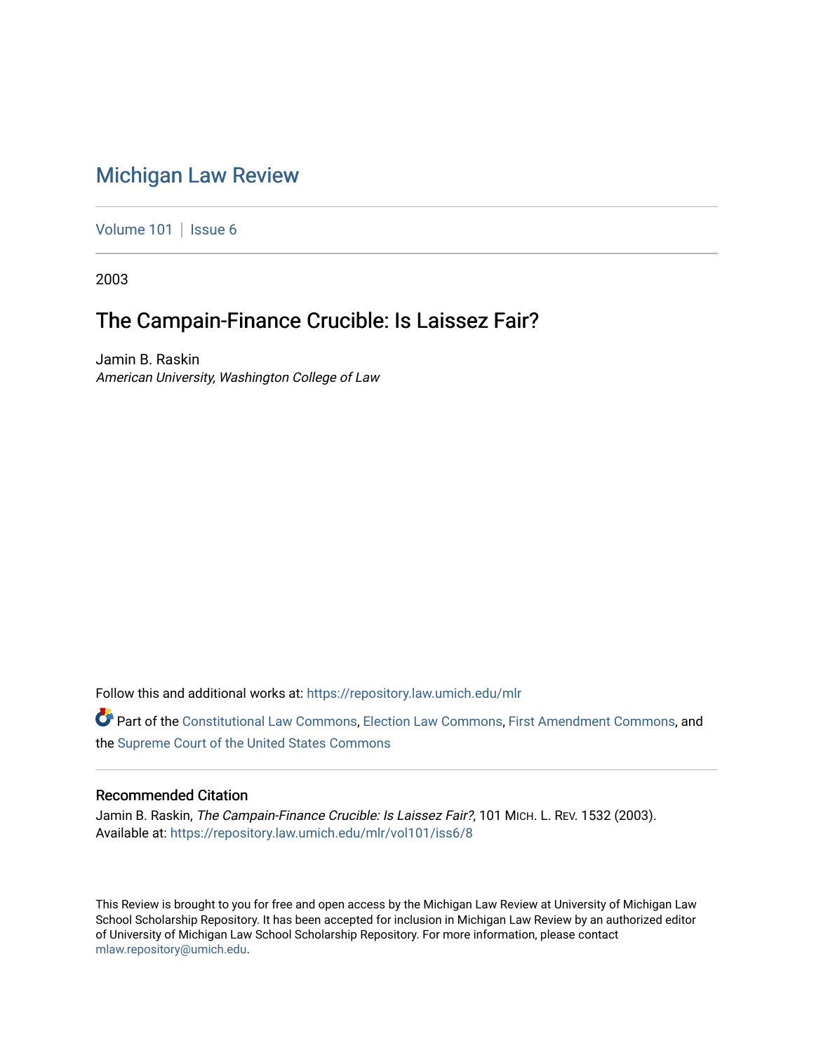# Michigan Law Review

Volume 101 | Issue 6

2003

## The Campain-Finance Crucible: Is Laissez Fair?

Jamin B. Raskin
*American University, Washington College of Law*

Follow this and additional works at: https://repository.law.umich.edu/mlr

Part of the Constitutional Law Commons, Election Law Commons, First Amendment Commons, and the Supreme Court of the United States Commons

### Recommended Citation

Jamin B. Raskin, *The Campain-Finance Crucible: Is Laissez Fair?*, 101 MICH. L. REV. 1532 (2003).
Available at: https://repository.law.umich.edu/mlr/vol101/iss6/8

This Review is brought to you for free and open access by the Michigan Law Review at University of Michigan Law School Scholarship Repository. It has been accepted for inclusion in Michigan Law Review by an authorized editor of University of Michigan Law School Scholarship Repository. For more information, please contact mlaw.repository@umich.edu.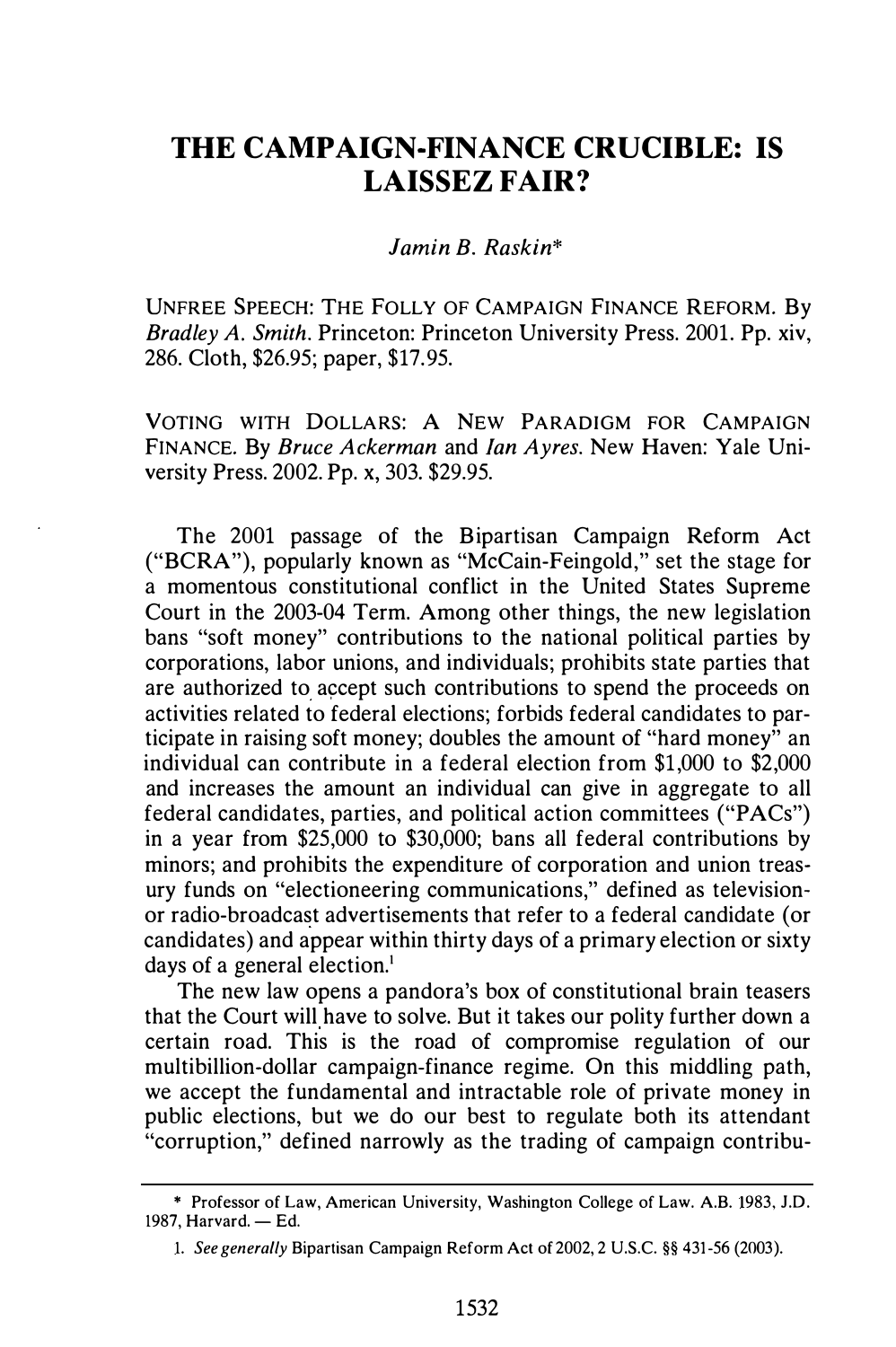# THE CAMPAIGN-FINANCE CRUCIBLE: IS LAISSEZ FAIR?

*Jamin B. Raskin**

UNFREE SPEECH: THE FOLLY OF CAMPAIGN FINANCE REFORM. By *Bradley A. Smith*. Princeton: Princeton University Press. 2001. Pp. xiv, 286. Cloth, $26.95; paper, $17.95.

VOTING WITH DOLLARS: A NEW PARADIGM FOR CAMPAIGN FINANCE. By *Bruce Ackerman* and *Ian Ayres*. New Haven: Yale University Press. 2002. Pp. x, 303. $29.95.

The 2001 passage of the Bipartisan Campaign Reform Act ("BCRA"), popularly known as "McCain-Feingold," set the stage for a momentous constitutional conflict in the United States Supreme Court in the 2003-04 Term. Among other things, the new legislation bans "soft money" contributions to the national political parties by corporations, labor unions, and individuals; prohibits state parties that are authorized to accept such contributions to spend the proceeds on activities related to federal elections; forbids federal candidates to participate in raising soft money; doubles the amount of "hard money" an individual can contribute in a federal election from $1,000 to $2,000 and increases the amount an individual can give in aggregate to all federal candidates, parties, and political action committees ("PACs") in a year from $25,000 to $30,000; bans all federal contributions by minors; and prohibits the expenditure of corporation and union treasury funds on "electioneering communications," defined as television- or radio-broadcast advertisements that refer to a federal candidate (or candidates) and appear within thirty days of a primary election or sixty days of a general election.[1]

The new law opens a pandora's box of constitutional brain teasers that the Court will have to solve. But it takes our polity further down a certain road. This is the road of compromise regulation of our multibillion-dollar campaign-finance regime. On this middling path, we accept the fundamental and intractable role of private money in public elections, but we do our best to regulate both its attendant "corruption," defined narrowly as the trading of campaign contribu-

---

\* Professor of Law, American University, Washington College of Law. A.B. 1983, J.D. 1987, Harvard. — Ed.

1. *See generally* Bipartisan Campaign Reform Act of 2002, 2 U.S.C. §§ 431-56 (2003).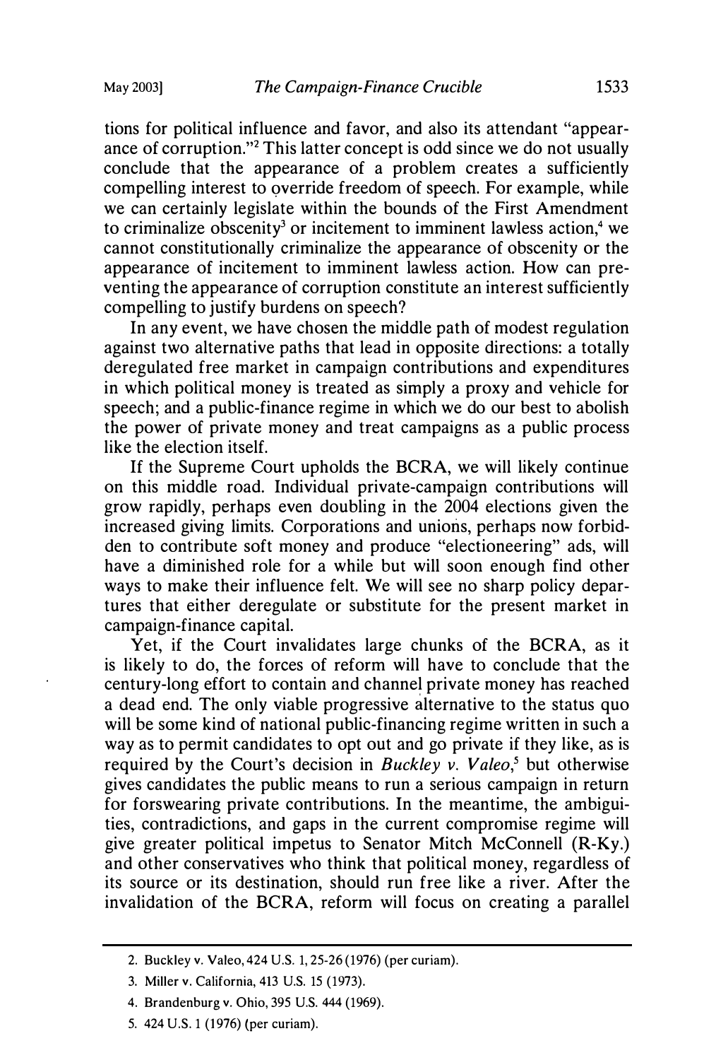tions for political influence and favor, and also its attendant "appearance of corruption."[2] This latter concept is odd since we do not usually conclude that the appearance of a problem creates a sufficiently compelling interest to override freedom of speech. For example, while we can certainly legislate within the bounds of the First Amendment to criminalize obscenity[3] or incitement to imminent lawless action,[4] we cannot constitutionally criminalize the appearance of obscenity or the appearance of incitement to imminent lawless action. How can preventing the appearance of corruption constitute an interest sufficiently compelling to justify burdens on speech?

In any event, we have chosen the middle path of modest regulation against two alternative paths that lead in opposite directions: a totally deregulated free market in campaign contributions and expenditures in which political money is treated as simply a proxy and vehicle for speech; and a public-finance regime in which we do our best to abolish the power of private money and treat campaigns as a public process like the election itself.

If the Supreme Court upholds the BCRA, we will likely continue on this middle road. Individual private-campaign contributions will grow rapidly, perhaps even doubling in the 2004 elections given the increased giving limits. Corporations and unions, perhaps now forbidden to contribute soft money and produce "electioneering" ads, will have a diminished role for a while but will soon enough find other ways to make their influence felt. We will see no sharp policy departures that either deregulate or substitute for the present market in campaign-finance capital.

Yet, if the Court invalidates large chunks of the BCRA, as it is likely to do, the forces of reform will have to conclude that the century-long effort to contain and channel private money has reached a dead end. The only viable progressive alternative to the status quo will be some kind of national public-financing regime written in such a way as to permit candidates to opt out and go private if they like, as is required by the Court's decision in *Buckley v. Valeo*,[5] but otherwise gives candidates the public means to run a serious campaign in return for forswearing private contributions. In the meantime, the ambiguities, contradictions, and gaps in the current compromise regime will give greater political impetus to Senator Mitch McConnell (R-Ky.) and other conservatives who think that political money, regardless of its source or its destination, should run free like a river. After the invalidation of the BCRA, reform will focus on creating a parallel

---

2. Buckley v. Valeo, 424 U.S. 1, 25-26 (1976) (per curiam).

3. Miller v. California, 413 U.S. 15 (1973).

4. Brandenburg v. Ohio, 395 U.S. 444 (1969).

5. 424 U.S. 1 (1976) (per curiam).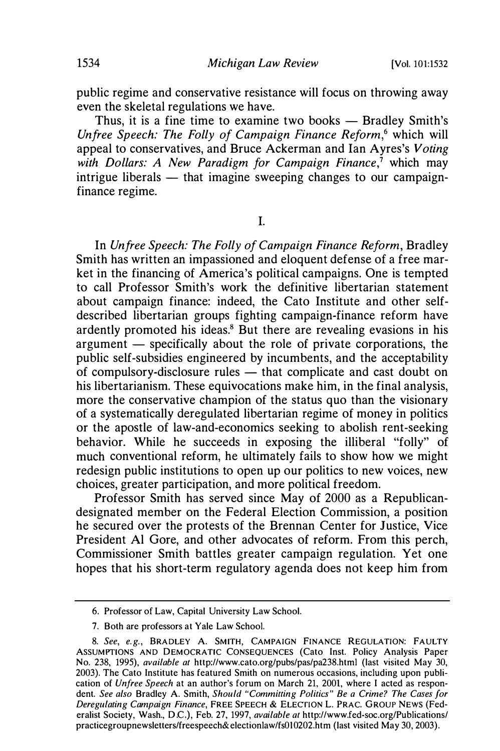public regime and conservative resistance will focus on throwing away even the skeletal regulations we have.

Thus, it is a fine time to examine two books — Bradley Smith's *Unfree Speech: The Folly of Campaign Finance Reform*,[6] which will appeal to conservatives, and Bruce Ackerman and Ian Ayres's *Voting with Dollars: A New Paradigm for Campaign Finance*,[7] which may intrigue liberals — that imagine sweeping changes to our campaign-finance regime.

## I.

In *Unfree Speech: The Folly of Campaign Finance Reform*, Bradley Smith has written an impassioned and eloquent defense of a free market in the financing of America's political campaigns. One is tempted to call Professor Smith's work the definitive libertarian statement about campaign finance: indeed, the Cato Institute and other self-described libertarian groups fighting campaign-finance reform have ardently promoted his ideas.[8] But there are revealing evasions in his argument — specifically about the role of private corporations, the public self-subsidies engineered by incumbents, and the acceptability of compulsory-disclosure rules — that complicate and cast doubt on his libertarianism. These equivocations make him, in the final analysis, more the conservative champion of the status quo than the visionary of a systematically deregulated libertarian regime of money in politics or the apostle of law-and-economics seeking to abolish rent-seeking behavior. While he succeeds in exposing the illiberal "folly" of much conventional reform, he ultimately fails to show how we might redesign public institutions to open up our politics to new voices, new choices, greater participation, and more political freedom.

Professor Smith has served since May of 2000 as a Republican-designated member on the Federal Election Commission, a position he secured over the protests of the Brennan Center for Justice, Vice President Al Gore, and other advocates of reform. From this perch, Commissioner Smith battles greater campaign regulation. Yet one hopes that his short-term regulatory agenda does not keep him from

---

6. Professor of Law, Capital University Law School.

7. Both are professors at Yale Law School.

8. *See, e.g.*, BRADLEY A. SMITH, CAMPAIGN FINANCE REGULATION: FAULTY ASSUMPTIONS AND DEMOCRATIC CONSEQUENCES (Cato Inst. Policy Analysis Paper No. 238, 1995), *available at* http://www.cato.org/pubs/pas/pa238.html (last visited May 30, 2003). The Cato Institute has featured Smith on numerous occasions, including upon publication of *Unfree Speech* at an author's forum on March 21, 2001, where I acted as respondent. *See also* Bradley A. Smith, *Should "Committing Politics" Be a Crime? The Cases for Deregulating Campaign Finance*, FREE SPEECH & ELECTION L. PRAC. GROUP NEWS (Federalist Society, Wash., D.C.), Feb. 27, 1997, *available at* http://www.fed-soc.org/Publications/practicegroupnewsletters/freespeech&electionlaw/fs010202.htm (last visited May 30, 2003).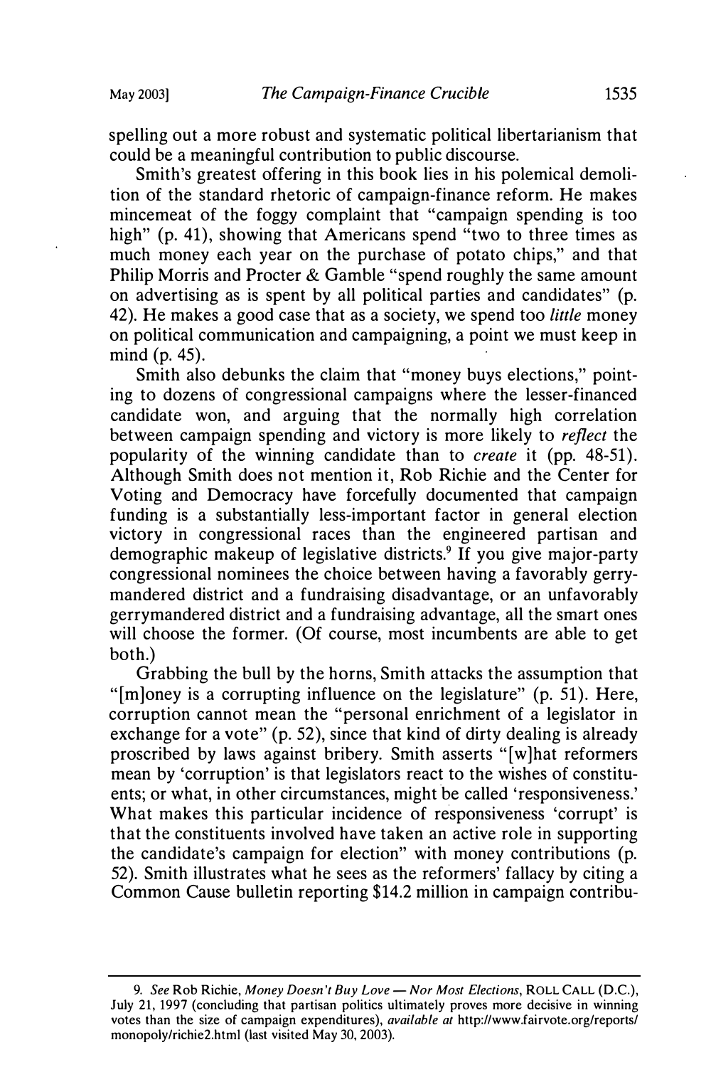spelling out a more robust and systematic political libertarianism that could be a meaningful contribution to public discourse.

Smith's greatest offering in this book lies in his polemical demolition of the standard rhetoric of campaign-finance reform. He makes mincemeat of the foggy complaint that "campaign spending is too high" (p. 41), showing that Americans spend "two to three times as much money each year on the purchase of potato chips," and that Philip Morris and Procter & Gamble "spend roughly the same amount on advertising as is spent by all political parties and candidates" (p. 42). He makes a good case that as a society, we spend too *little* money on political communication and campaigning, a point we must keep in mind (p. 45).

Smith also debunks the claim that "money buys elections," pointing to dozens of congressional campaigns where the lesser-financed candidate won, and arguing that the normally high correlation between campaign spending and victory is more likely to *reflect* the popularity of the winning candidate than to *create* it (pp. 48-51). Although Smith does not mention it, Rob Richie and the Center for Voting and Democracy have forcefully documented that campaign funding is a substantially less-important factor in general election victory in congressional races than the engineered partisan and demographic makeup of legislative districts.[9] If you give major-party congressional nominees the choice between having a favorably gerrymandered district and a fundraising disadvantage, or an unfavorably gerrymandered district and a fundraising advantage, all the smart ones will choose the former. (Of course, most incumbents are able to get both.)

Grabbing the bull by the horns, Smith attacks the assumption that "[m]oney is a corrupting influence on the legislature" (p. 51). Here, corruption cannot mean the "personal enrichment of a legislator in exchange for a vote" (p. 52), since that kind of dirty dealing is already proscribed by laws against bribery. Smith asserts "[w]hat reformers mean by 'corruption' is that legislators react to the wishes of constituents; or what, in other circumstances, might be called 'responsiveness.' What makes this particular incidence of responsiveness 'corrupt' is that the constituents involved have taken an active role in supporting the candidate's campaign for election" with money contributions (p. 52). Smith illustrates what he sees as the reformers' fallacy by citing a Common Cause bulletin reporting $14.2 million in campaign contribu-

---

9. *See* Rob Richie, *Money Doesn't Buy Love — Nor Most Elections*, ROLL CALL (D.C.), July 21, 1997 (concluding that partisan politics ultimately proves more decisive in winning votes than the size of campaign expenditures), *available at* http://www.fairvote.org/reports/monopoly/richie2.html (last visited May 30, 2003).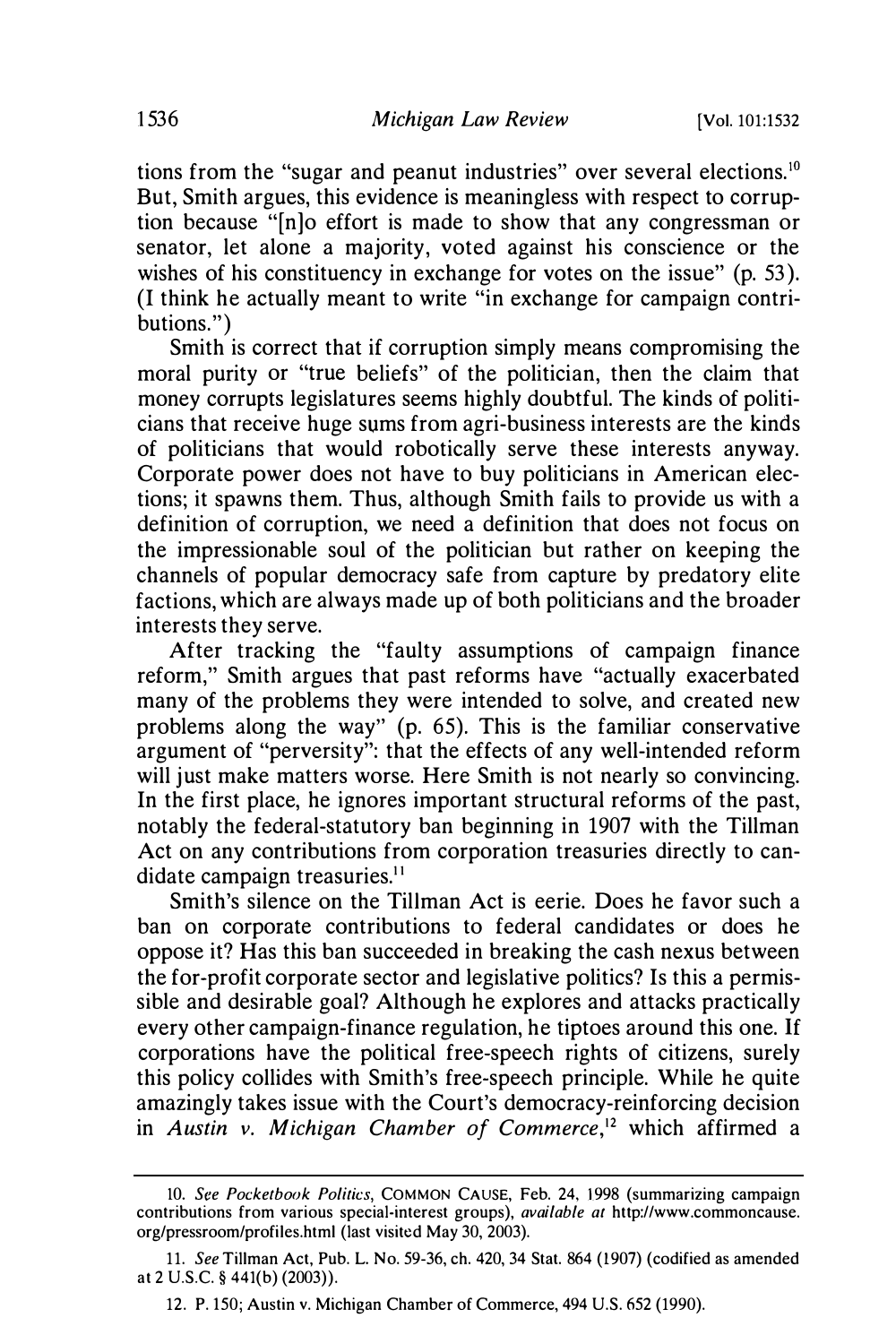tions from the "sugar and peanut industries" over several elections.[10] But, Smith argues, this evidence is meaningless with respect to corruption because "[n]o effort is made to show that any congressman or senator, let alone a majority, voted against his conscience or the wishes of his constituency in exchange for votes on the issue" (p. 53). (I think he actually meant to write "in exchange for campaign contributions.")

Smith is correct that if corruption simply means compromising the moral purity or "true beliefs" of the politician, then the claim that money corrupts legislatures seems highly doubtful. The kinds of politicians that receive huge sums from agri-business interests are the kinds of politicians that would robotically serve these interests anyway. Corporate power does not have to buy politicians in American elections; it spawns them. Thus, although Smith fails to provide us with a definition of corruption, we need a definition that does not focus on the impressionable soul of the politician but rather on keeping the channels of popular democracy safe from capture by predatory elite factions, which are always made up of both politicians and the broader interests they serve.

After tracking the "faulty assumptions of campaign finance reform," Smith argues that past reforms have "actually exacerbated many of the problems they were intended to solve, and created new problems along the way" (p. 65). This is the familiar conservative argument of "perversity": that the effects of any well-intended reform will just make matters worse. Here Smith is not nearly so convincing. In the first place, he ignores important structural reforms of the past, notably the federal-statutory ban beginning in 1907 with the Tillman Act on any contributions from corporation treasuries directly to candidate campaign treasuries.[11]

Smith's silence on the Tillman Act is eerie. Does he favor such a ban on corporate contributions to federal candidates or does he oppose it? Has this ban succeeded in breaking the cash nexus between the for-profit corporate sector and legislative politics? Is this a permissible and desirable goal? Although he explores and attacks practically every other campaign-finance regulation, he tiptoes around this one. If corporations have the political free-speech rights of citizens, surely this policy collides with Smith's free-speech principle. While he quite amazingly takes issue with the Court's democracy-reinforcing decision in *Austin v. Michigan Chamber of Commerce*,[12] which affirmed a

---

10. *See Pocketbook Politics*, COMMON CAUSE, Feb. 24, 1998 (summarizing campaign contributions from various special-interest groups), *available at* http://www.commoncause.org/pressroom/profiles.html (last visited May 30, 2003).

11. *See* Tillman Act, Pub. L. No. 59-36, ch. 420, 34 Stat. 864 (1907) (codified as amended at 2 U.S.C. § 441(b) (2003)).

12. P. 150; Austin v. Michigan Chamber of Commerce, 494 U.S. 652 (1990).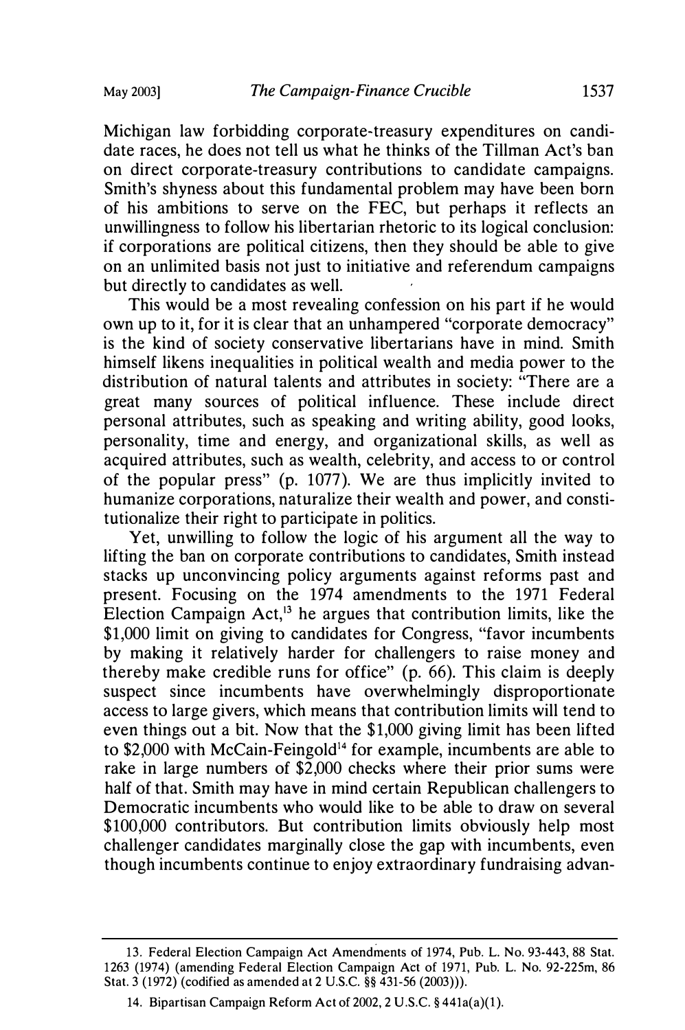Michigan law forbidding corporate-treasury expenditures on candidate races, he does not tell us what he thinks of the Tillman Act's ban on direct corporate-treasury contributions to candidate campaigns. Smith's shyness about this fundamental problem may have been born of his ambitions to serve on the FEC, but perhaps it reflects an unwillingness to follow his libertarian rhetoric to its logical conclusion: if corporations are political citizens, then they should be able to give on an unlimited basis not just to initiative and referendum campaigns but directly to candidates as well.

This would be a most revealing confession on his part if he would own up to it, for it is clear that an unhampered "corporate democracy" is the kind of society conservative libertarians have in mind. Smith himself likens inequalities in political wealth and media power to the distribution of natural talents and attributes in society: "There are a great many sources of political influence. These include direct personal attributes, such as speaking and writing ability, good looks, personality, time and energy, and organizational skills, as well as acquired attributes, such as wealth, celebrity, and access to or control of the popular press" (p. 1077). We are thus implicitly invited to humanize corporations, naturalize their wealth and power, and constitutionalize their right to participate in politics.

Yet, unwilling to follow the logic of his argument all the way to lifting the ban on corporate contributions to candidates, Smith instead stacks up unconvincing policy arguments against reforms past and present. Focusing on the 1974 amendments to the 1971 Federal Election Campaign Act,[13] he argues that contribution limits, like the $1,000 limit on giving to candidates for Congress, "favor incumbents by making it relatively harder for challengers to raise money and thereby make credible runs for office" (p. 66). This claim is deeply suspect since incumbents have overwhelmingly disproportionate access to large givers, which means that contribution limits will tend to even things out a bit. Now that the $1,000 giving limit has been lifted to $2,000 with McCain-Feingold[14] for example, incumbents are able to rake in large numbers of $2,000 checks where their prior sums were half of that. Smith may have in mind certain Republican challengers to Democratic incumbents who would like to be able to draw on several $100,000 contributors. But contribution limits obviously help most challenger candidates marginally close the gap with incumbents, even though incumbents continue to enjoy extraordinary fundraising advan-

---

13. Federal Election Campaign Act Amendments of 1974, Pub. L. No. 93-443, 88 Stat. 1263 (1974) (amending Federal Election Campaign Act of 1971, Pub. L. No. 92-225m, 86 Stat. 3 (1972) (codified as amended at 2 U.S.C. §§ 431-56 (2003))).

14. Bipartisan Campaign Reform Act of 2002, 2 U.S.C. § 441a(a)(1).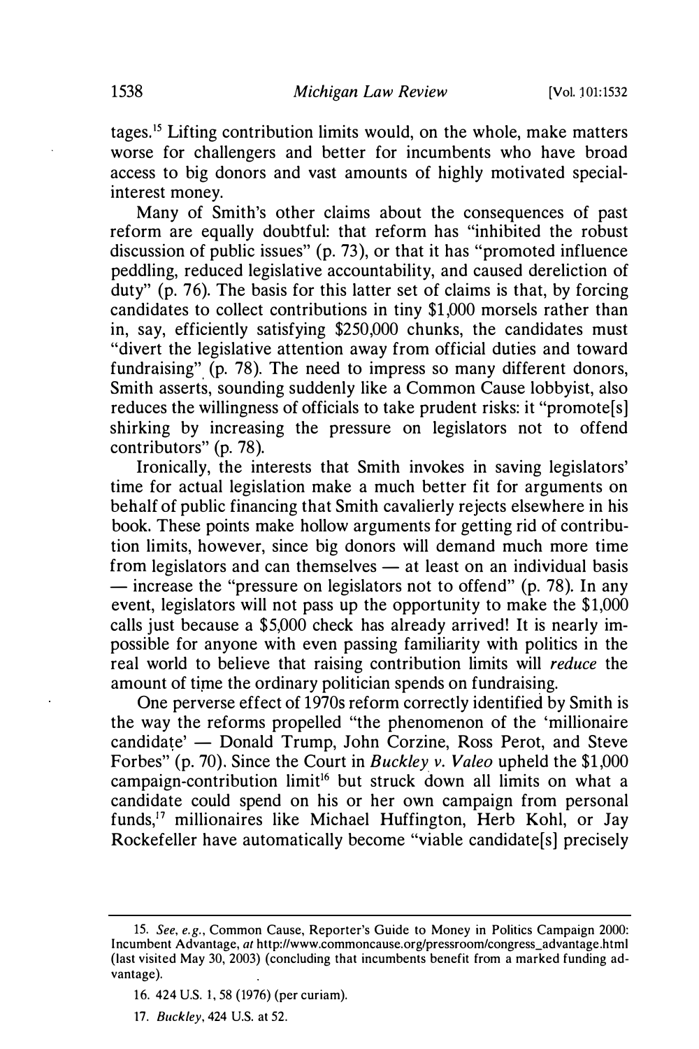tages.[15] Lifting contribution limits would, on the whole, make matters worse for challengers and better for incumbents who have broad access to big donors and vast amounts of highly motivated special-interest money.

Many of Smith's other claims about the consequences of past reform are equally doubtful: that reform has "inhibited the robust discussion of public issues" (p. 73), or that it has "promoted influence peddling, reduced legislative accountability, and caused dereliction of duty" (p. 76). The basis for this latter set of claims is that, by forcing candidates to collect contributions in tiny $1,000 morsels rather than in, say, efficiently satisfying $250,000 chunks, the candidates must "divert the legislative attention away from official duties and toward fundraising" (p. 78). The need to impress so many different donors, Smith asserts, sounding suddenly like a Common Cause lobbyist, also reduces the willingness of officials to take prudent risks: it "promote[s] shirking by increasing the pressure on legislators not to offend contributors" (p. 78).

Ironically, the interests that Smith invokes in saving legislators' time for actual legislation make a much better fit for arguments on behalf of public financing that Smith cavalierly rejects elsewhere in his book. These points make hollow arguments for getting rid of contribution limits, however, since big donors will demand much more time from legislators and can themselves — at least on an individual basis — increase the "pressure on legislators not to offend" (p. 78). In any event, legislators will not pass up the opportunity to make the $1,000 calls just because a $5,000 check has already arrived! It is nearly impossible for anyone with even passing familiarity with politics in the real world to believe that raising contribution limits will *reduce* the amount of time the ordinary politician spends on fundraising.

One perverse effect of 1970s reform correctly identified by Smith is the way the reforms propelled "the phenomenon of the 'millionaire candidate' — Donald Trump, John Corzine, Ross Perot, and Steve Forbes" (p. 70). Since the Court in *Buckley v. Valeo* upheld the $1,000 campaign-contribution limit[16] but struck down all limits on what a candidate could spend on his or her own campaign from personal funds,[17] millionaires like Michael Huffington, Herb Kohl, or Jay Rockefeller have automatically become "viable candidate[s] precisely

---

15. *See, e.g.*, Common Cause, Reporter's Guide to Money in Politics Campaign 2000: Incumbent Advantage, *at* http://www.commoncause.org/pressroom/congress_advantage.html (last visited May 30, 2003) (concluding that incumbents benefit from a marked funding advantage).

16. 424 U.S. 1, 58 (1976) (per curiam).

17. *Buckley*, 424 U.S. at 52.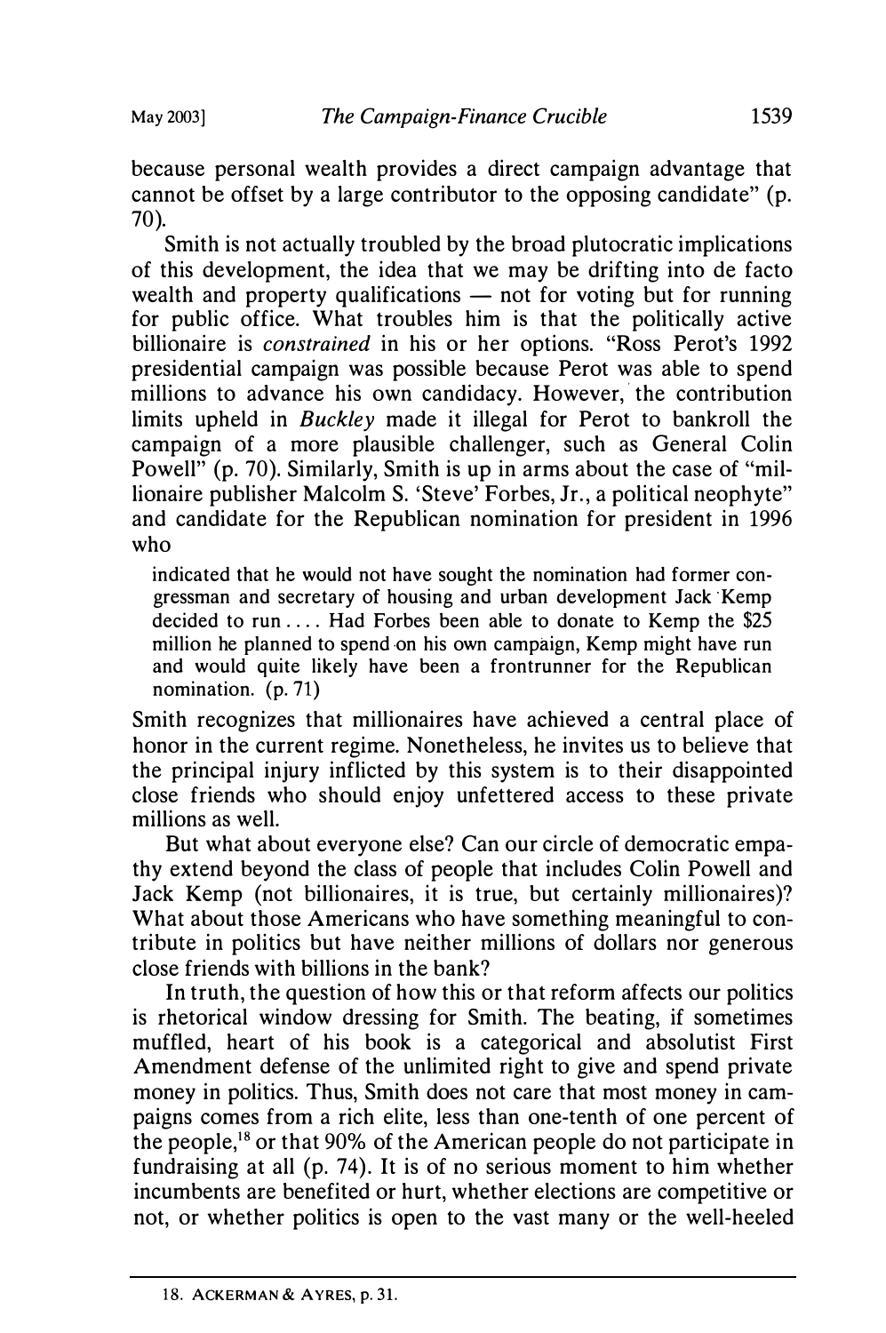because personal wealth provides a direct campaign advantage that cannot be offset by a large contributor to the opposing candidate" (p. 70).

Smith is not actually troubled by the broad plutocratic implications of this development, the idea that we may be drifting into de facto wealth and property qualifications — not for voting but for running for public office. What troubles him is that the politically active billionaire is *constrained* in his or her options. "Ross Perot's 1992 presidential campaign was possible because Perot was able to spend millions to advance his own candidacy. However, the contribution limits upheld in *Buckley* made it illegal for Perot to bankroll the campaign of a more plausible challenger, such as General Colin Powell" (p. 70). Similarly, Smith is up in arms about the case of "millionaire publisher Malcolm S. 'Steve' Forbes, Jr., a political neophyte" and candidate for the Republican nomination for president in 1996 who

> indicated that he would not have sought the nomination had former congressman and secretary of housing and urban development Jack Kemp decided to run .... Had Forbes been able to donate to Kemp the $25 million he planned to spend on his own campaign, Kemp might have run and would quite likely have been a frontrunner for the Republican nomination. (p. 71)

Smith recognizes that millionaires have achieved a central place of honor in the current regime. Nonetheless, he invites us to believe that the principal injury inflicted by this system is to their disappointed close friends who should enjoy unfettered access to these private millions as well.

But what about everyone else? Can our circle of democratic empathy extend beyond the class of people that includes Colin Powell and Jack Kemp (not billionaires, it is true, but certainly millionaires)? What about those Americans who have something meaningful to contribute in politics but have neither millions of dollars nor generous close friends with billions in the bank?

In truth, the question of how this or that reform affects our politics is rhetorical window dressing for Smith. The beating, if sometimes muffled, heart of his book is a categorical and absolutist First Amendment defense of the unlimited right to give and spend private money in politics. Thus, Smith does not care that most money in campaigns comes from a rich elite, less than one-tenth of one percent of the people,[18] or that 90% of the American people do not participate in fundraising at all (p. 74). It is of no serious moment to him whether incumbents are benefited or hurt, whether elections are competitive or not, or whether politics is open to the vast many or the well-heeled

18. ACKERMAN & AYRES, p. 31.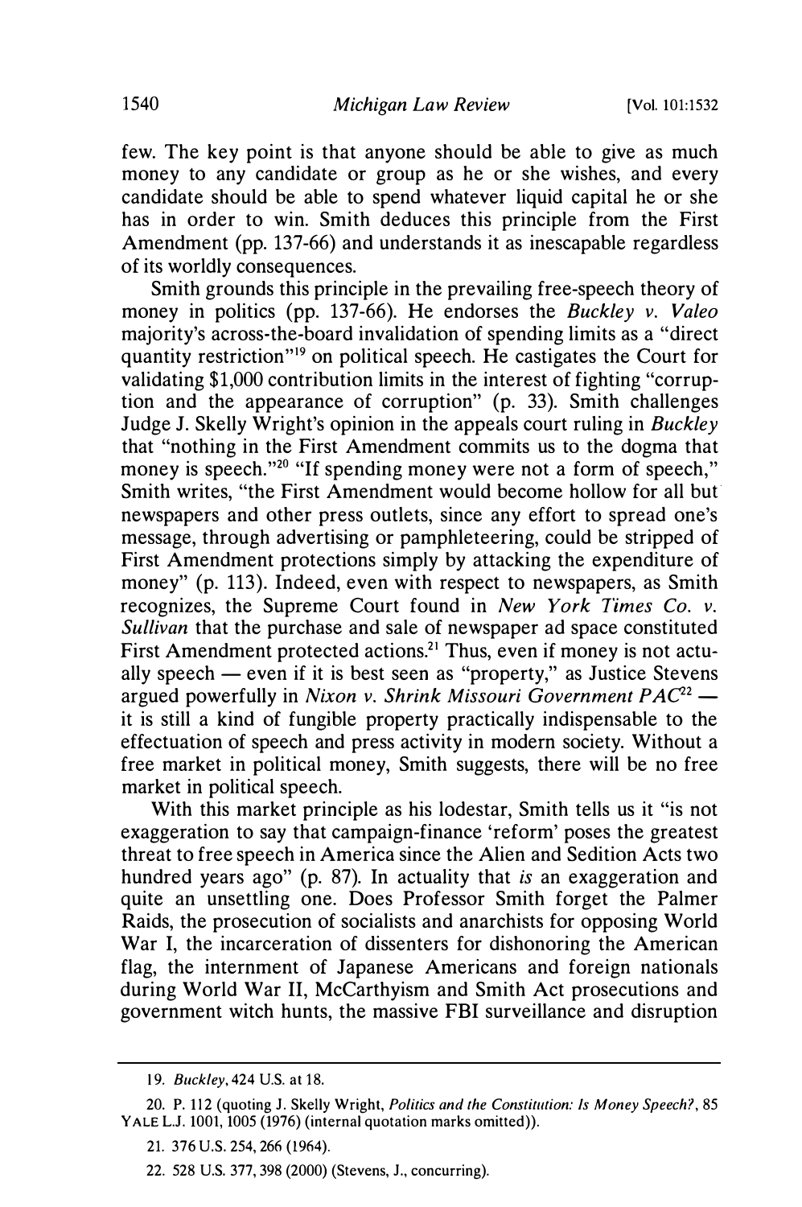few. The key point is that anyone should be able to give as much money to any candidate or group as he or she wishes, and every candidate should be able to spend whatever liquid capital he or she has in order to win. Smith deduces this principle from the First Amendment (pp. 137-66) and understands it as inescapable regardless of its worldly consequences.

Smith grounds this principle in the prevailing free-speech theory of money in politics (pp. 137-66). He endorses the *Buckley v. Valeo* majority's across-the-board invalidation of spending limits as a "direct quantity restriction"[19] on political speech. He castigates the Court for validating $1,000 contribution limits in the interest of fighting "corruption and the appearance of corruption" (p. 33). Smith challenges Judge J. Skelly Wright's opinion in the appeals court ruling in *Buckley* that "nothing in the First Amendment commits us to the dogma that money is speech."[20] "If spending money were not a form of speech," Smith writes, "the First Amendment would become hollow for all but newspapers and other press outlets, since any effort to spread one's message, through advertising or pamphleteering, could be stripped of First Amendment protections simply by attacking the expenditure of money" (p. 113). Indeed, even with respect to newspapers, as Smith recognizes, the Supreme Court found in *New York Times Co. v. Sullivan* that the purchase and sale of newspaper ad space constituted First Amendment protected actions.[21] Thus, even if money is not actually speech — even if it is best seen as "property," as Justice Stevens argued powerfully in *Nixon v. Shrink Missouri Government PAC*[22] — it is still a kind of fungible property practically indispensable to the effectuation of speech and press activity in modern society. Without a free market in political money, Smith suggests, there will be no free market in political speech.

With this market principle as his lodestar, Smith tells us it "is not exaggeration to say that campaign-finance 'reform' poses the greatest threat to free speech in America since the Alien and Sedition Acts two hundred years ago" (p. 87). In actuality that *is* an exaggeration and quite an unsettling one. Does Professor Smith forget the Palmer Raids, the prosecution of socialists and anarchists for opposing World War I, the incarceration of dissenters for dishonoring the American flag, the internment of Japanese Americans and foreign nationals during World War II, McCarthyism and Smith Act prosecutions and government witch hunts, the massive FBI surveillance and disruption

---

19. *Buckley*, 424 U.S. at 18.

20. P. 112 (quoting J. Skelly Wright, *Politics and the Constitution: Is Money Speech?*, 85 YALE L.J. 1001, 1005 (1976) (internal quotation marks omitted)).

21. 376 U.S. 254, 266 (1964).

22. 528 U.S. 377, 398 (2000) (Stevens, J., concurring).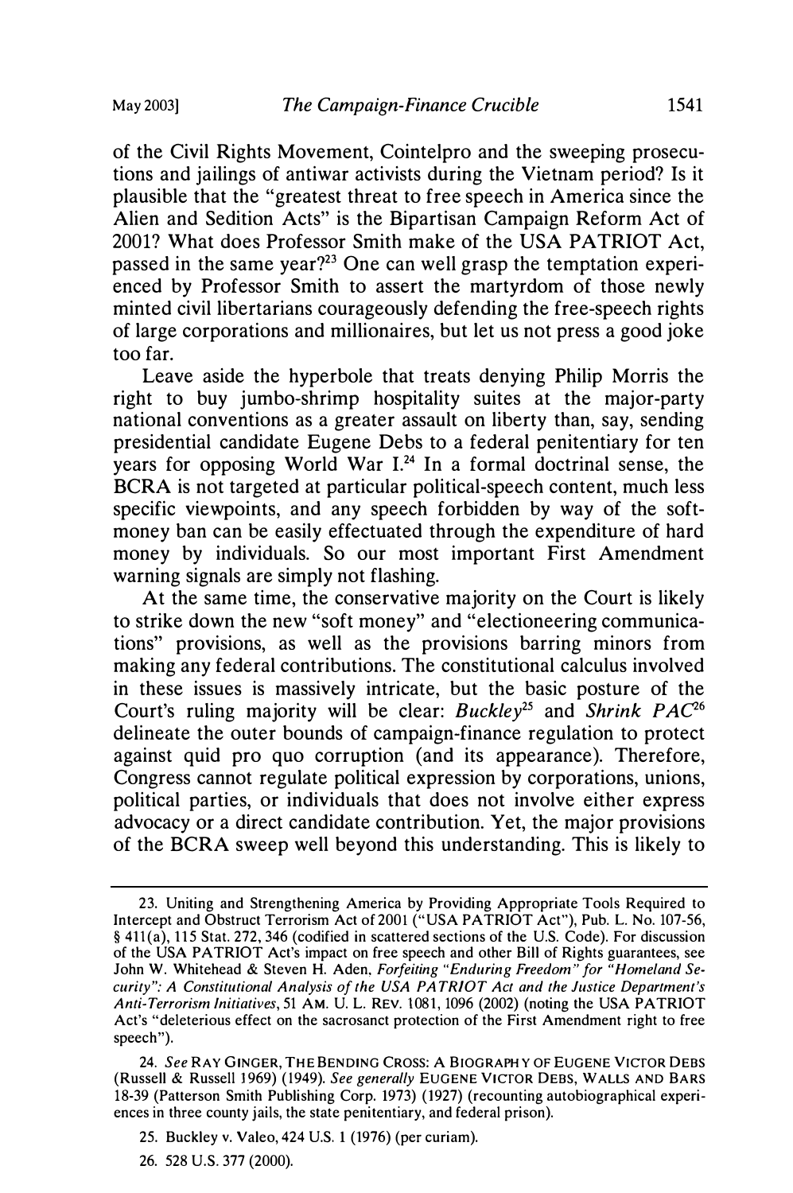of the Civil Rights Movement, Cointelpro and the sweeping prosecutions and jailings of antiwar activists during the Vietnam period? Is it plausible that the "greatest threat to free speech in America since the Alien and Sedition Acts" is the Bipartisan Campaign Reform Act of 2001? What does Professor Smith make of the USA PATRIOT Act, passed in the same year?[23] One can well grasp the temptation experienced by Professor Smith to assert the martyrdom of those newly minted civil libertarians courageously defending the free-speech rights of large corporations and millionaires, but let us not press a good joke too far.

Leave aside the hyperbole that treats denying Philip Morris the right to buy jumbo-shrimp hospitality suites at the major-party national conventions as a greater assault on liberty than, say, sending presidential candidate Eugene Debs to a federal penitentiary for ten years for opposing World War I.[24] In a formal doctrinal sense, the BCRA is not targeted at particular political-speech content, much less specific viewpoints, and any speech forbidden by way of the soft-money ban can be easily effectuated through the expenditure of hard money by individuals. So our most important First Amendment warning signals are simply not flashing.

At the same time, the conservative majority on the Court is likely to strike down the new "soft money" and "electioneering communications" provisions, as well as the provisions barring minors from making any federal contributions. The constitutional calculus involved in these issues is massively intricate, but the basic posture of the Court's ruling majority will be clear: *Buckley*[25] and *Shrink PAC*[26] delineate the outer bounds of campaign-finance regulation to protect against quid pro quo corruption (and its appearance). Therefore, Congress cannot regulate political expression by corporations, unions, political parties, or individuals that does not involve either express advocacy or a direct candidate contribution. Yet, the major provisions of the BCRA sweep well beyond this understanding. This is likely to

---

23. Uniting and Strengthening America by Providing Appropriate Tools Required to Intercept and Obstruct Terrorism Act of 2001 ("USA PATRIOT Act"), Pub. L. No. 107-56, § 411(a), 115 Stat. 272, 346 (codified in scattered sections of the U.S. Code). For discussion of the USA PATRIOT Act's impact on free speech and other Bill of Rights guarantees, see John W. Whitehead & Steven H. Aden, *Forfeiting "Enduring Freedom" for "Homeland Security": A Constitutional Analysis of the USA PATRIOT Act and the Justice Department's Anti-Terrorism Initiatives*, 51 AM. U. L. REV. 1081, 1096 (2002) (noting the USA PATRIOT Act's "deleterious effect on the sacrosanct protection of the First Amendment right to free speech").

24. *See* RAY GINGER, THE BENDING CROSS: A BIOGRAPHY OF EUGENE VICTOR DEBS (Russell & Russell 1969) (1949). *See generally* EUGENE VICTOR DEBS, WALLS AND BARS 18-39 (Patterson Smith Publishing Corp. 1973) (1927) (recounting autobiographical experiences in three county jails, the state penitentiary, and federal prison).

25. Buckley v. Valeo, 424 U.S. 1 (1976) (per curiam).

26. 528 U.S. 377 (2000).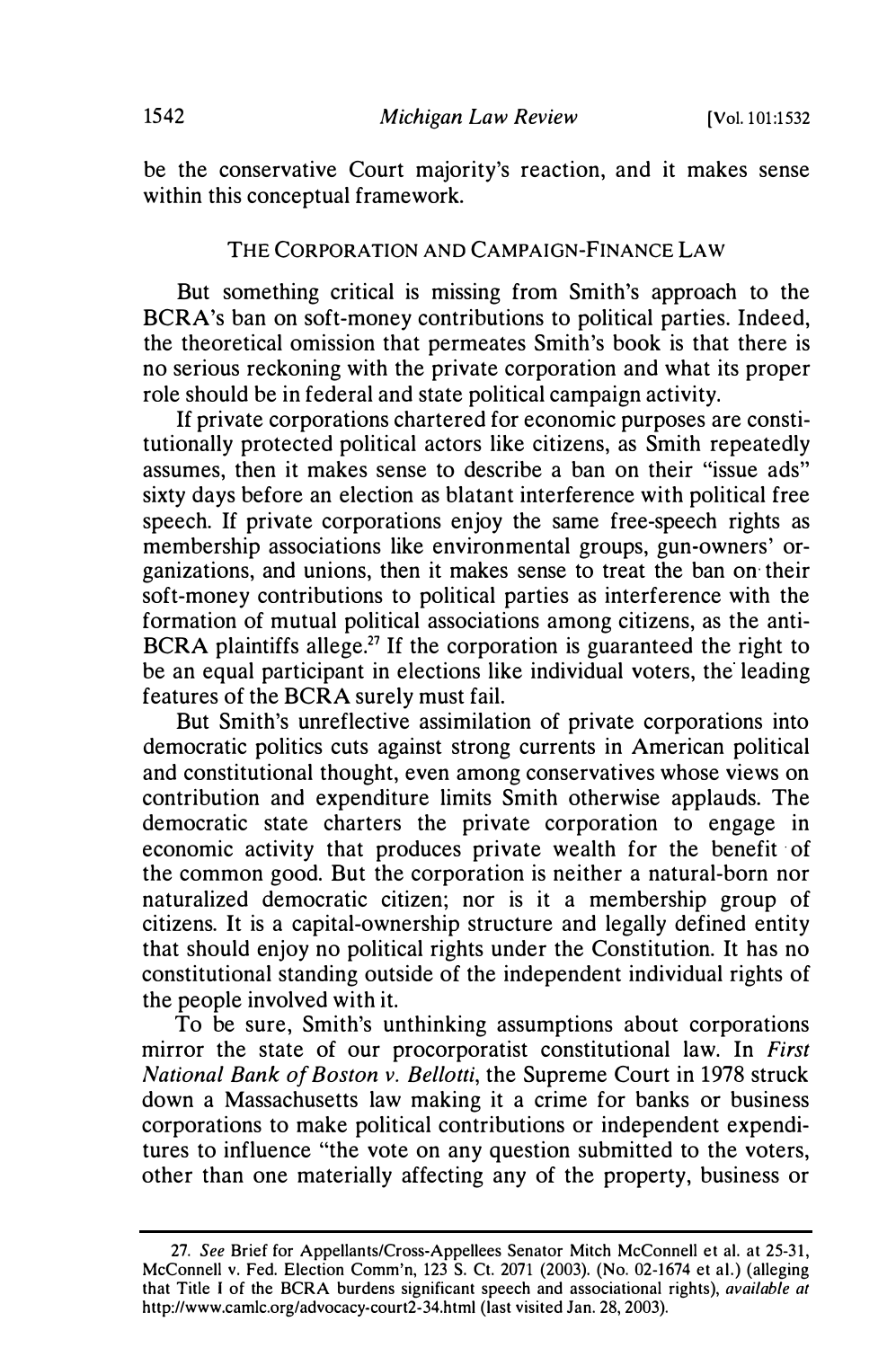be the conservative Court majority's reaction, and it makes sense within this conceptual framework.

## THE CORPORATION AND CAMPAIGN-FINANCE LAW

But something critical is missing from Smith's approach to the BCRA's ban on soft-money contributions to political parties. Indeed, the theoretical omission that permeates Smith's book is that there is no serious reckoning with the private corporation and what its proper role should be in federal and state political campaign activity.

If private corporations chartered for economic purposes are constitutionally protected political actors like citizens, as Smith repeatedly assumes, then it makes sense to describe a ban on their "issue ads" sixty days before an election as blatant interference with political free speech. If private corporations enjoy the same free-speech rights as membership associations like environmental groups, gun-owners' organizations, and unions, then it makes sense to treat the ban on their soft-money contributions to political parties as interference with the formation of mutual political associations among citizens, as the anti-BCRA plaintiffs allege.[27] If the corporation is guaranteed the right to be an equal participant in elections like individual voters, the leading features of the BCRA surely must fail.

But Smith's unreflective assimilation of private corporations into democratic politics cuts against strong currents in American political and constitutional thought, even among conservatives whose views on contribution and expenditure limits Smith otherwise applauds. The democratic state charters the private corporation to engage in economic activity that produces private wealth for the benefit of the common good. But the corporation is neither a natural-born nor naturalized democratic citizen; nor is it a membership group of citizens. It is a capital-ownership structure and legally defined entity that should enjoy no political rights under the Constitution. It has no constitutional standing outside of the independent individual rights of the people involved with it.

To be sure, Smith's unthinking assumptions about corporations mirror the state of our procorporatist constitutional law. In *First National Bank of Boston v. Bellotti*, the Supreme Court in 1978 struck down a Massachusetts law making it a crime for banks or business corporations to make political contributions or independent expenditures to influence "the vote on any question submitted to the voters, other than one materially affecting any of the property, business or

---

27. *See* Brief for Appellants/Cross-Appellees Senator Mitch McConnell et al. at 25-31, McConnell v. Fed. Election Comm'n, 123 S. Ct. 2071 (2003). (No. 02-1674 et al.) (alleging that Title I of the BCRA burdens significant speech and associational rights), *available at* http://www.camlc.org/advocacy-court2-34.html (last visited Jan. 28, 2003).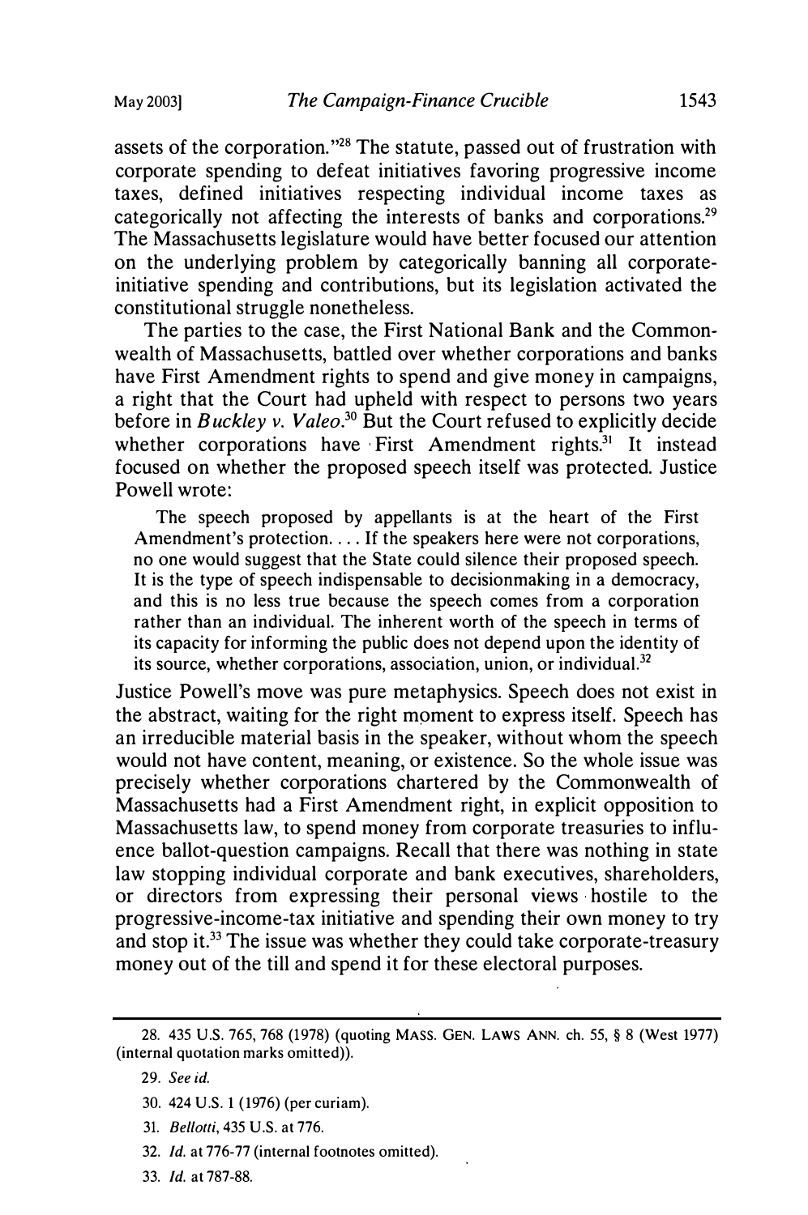assets of the corporation."[28] The statute, passed out of frustration with corporate spending to defeat initiatives favoring progressive income taxes, defined initiatives respecting individual income taxes as categorically not affecting the interests of banks and corporations.[29] The Massachusetts legislature would have better focused our attention on the underlying problem by categorically banning all corporate-initiative spending and contributions, but its legislation activated the constitutional struggle nonetheless.

The parties to the case, the First National Bank and the Commonwealth of Massachusetts, battled over whether corporations and banks have First Amendment rights to spend and give money in campaigns, a right that the Court had upheld with respect to persons two years before in *Buckley v. Valeo*.[30] But the Court refused to explicitly decide whether corporations have First Amendment rights.[31] It instead focused on whether the proposed speech itself was protected. Justice Powell wrote:

> The speech proposed by appellants is at the heart of the First Amendment's protection. . . . If the speakers here were not corporations, no one would suggest that the State could silence their proposed speech. It is the type of speech indispensable to decisionmaking in a democracy, and this is no less true because the speech comes from a corporation rather than an individual. The inherent worth of the speech in terms of its capacity for informing the public does not depend upon the identity of its source, whether corporations, association, union, or individual.[32]

Justice Powell's move was pure metaphysics. Speech does not exist in the abstract, waiting for the right moment to express itself. Speech has an irreducible material basis in the speaker, without whom the speech would not have content, meaning, or existence. So the whole issue was precisely whether corporations chartered by the Commonwealth of Massachusetts had a First Amendment right, in explicit opposition to Massachusetts law, to spend money from corporate treasuries to influence ballot-question campaigns. Recall that there was nothing in state law stopping individual corporate and bank executives, shareholders, or directors from expressing their personal views hostile to the progressive-income-tax initiative and spending their own money to try and stop it.[33] The issue was whether they could take corporate-treasury money out of the till and spend it for these electoral purposes.

---

28. 435 U.S. 765, 768 (1978) (quoting MASS. GEN. LAWS ANN. ch. 55, § 8 (West 1977) (internal quotation marks omitted)).

29. *See id.*

30. 424 U.S. 1 (1976) (per curiam).

31. *Bellotti*, 435 U.S. at 776.

32. *Id.* at 776-77 (internal footnotes omitted).

33. *Id.* at 787-88.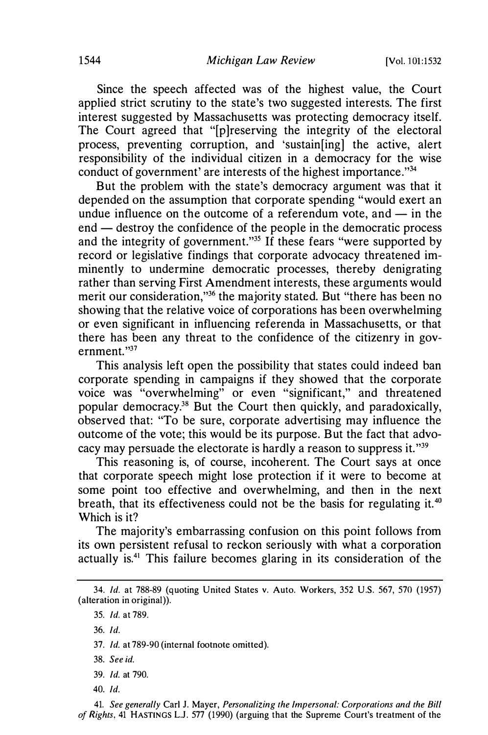Since the speech affected was of the highest value, the Court applied strict scrutiny to the state's two suggested interests. The first interest suggested by Massachusetts was protecting democracy itself. The Court agreed that "[p]reserving the integrity of the electoral process, preventing corruption, and 'sustain[ing] the active, alert responsibility of the individual citizen in a democracy for the wise conduct of government' are interests of the highest importance."[34]

But the problem with the state's democracy argument was that it depended on the assumption that corporate spending "would exert an undue influence on the outcome of a referendum vote, and — in the end — destroy the confidence of the people in the democratic process and the integrity of government."[35] If these fears "were supported by record or legislative findings that corporate advocacy threatened imminently to undermine democratic processes, thereby denigrating rather than serving First Amendment interests, these arguments would merit our consideration,"[36] the majority stated. But "there has been no showing that the relative voice of corporations has been overwhelming or even significant in influencing referenda in Massachusetts, or that there has been any threat to the confidence of the citizenry in government."[37]

This analysis left open the possibility that states could indeed ban corporate spending in campaigns if they showed that the corporate voice was "overwhelming" or even "significant," and threatened popular democracy.[38] But the Court then quickly, and paradoxically, observed that: "To be sure, corporate advertising may influence the outcome of the vote; this would be its purpose. But the fact that advocacy may persuade the electorate is hardly a reason to suppress it."[39]

This reasoning is, of course, incoherent. The Court says at once that corporate speech might lose protection if it were to become at some point too effective and overwhelming, and then in the next breath, that its effectiveness could not be the basis for regulating it.[40] Which is it?

The majority's embarrassing confusion on this point follows from its own persistent refusal to reckon seriously with what a corporation actually is.[41] This failure becomes glaring in its consideration of the

---

34. *Id.* at 788-89 (quoting United States v. Auto. Workers, 352 U.S. 567, 570 (1957) (alteration in original)).

35. *Id.* at 789.

36. *Id.*

37. *Id.* at 789-90 (internal footnote omitted).

38. *See id.*

39. *Id.* at 790.

40. *Id.*

41. *See generally* Carl J. Mayer, *Personalizing the Impersonal: Corporations and the Bill of Rights*, 41 HASTINGS L.J. 577 (1990) (arguing that the Supreme Court's treatment of the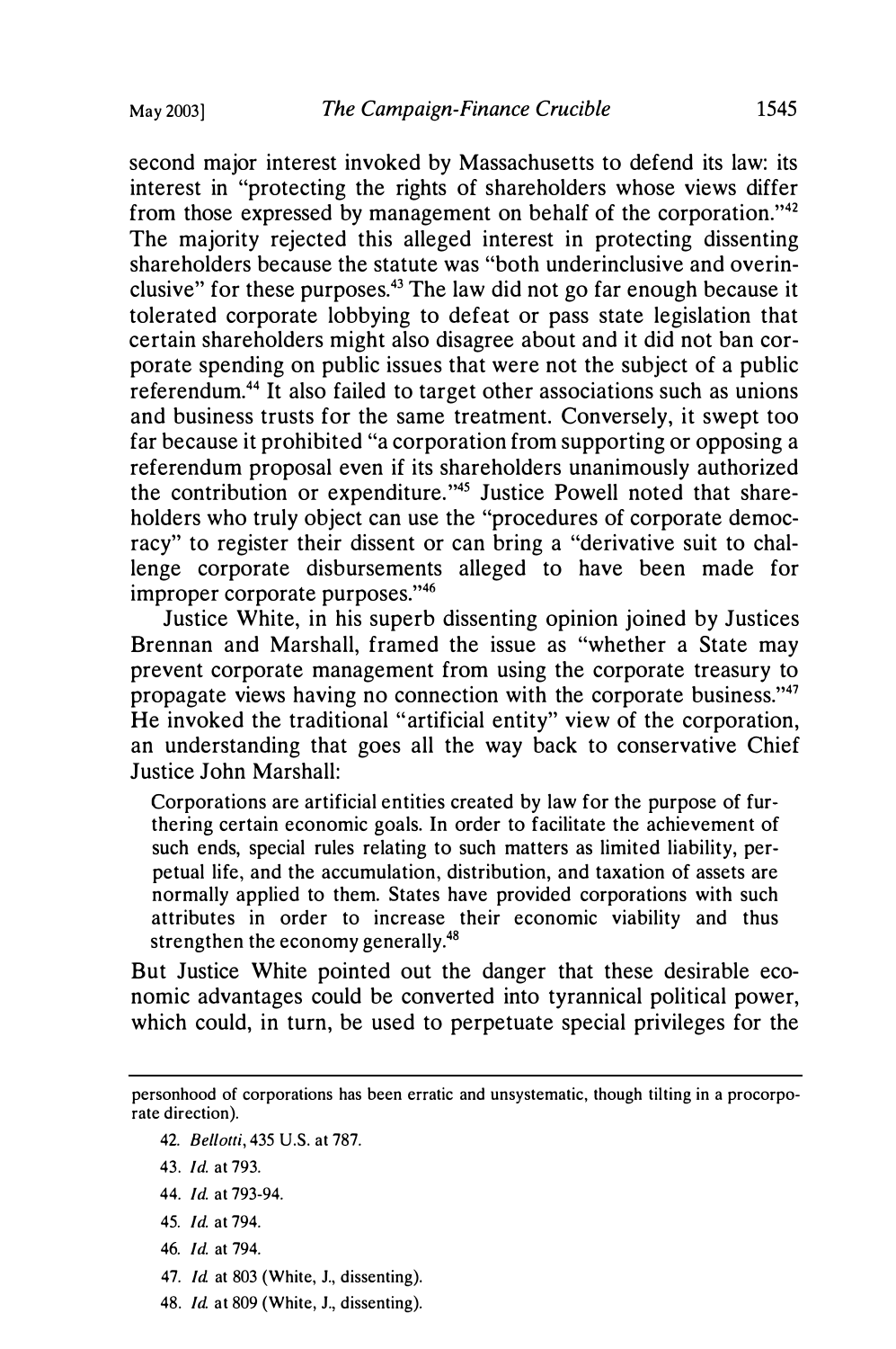second major interest invoked by Massachusetts to defend its law: its interest in "protecting the rights of shareholders whose views differ from those expressed by management on behalf of the corporation."[42] The majority rejected this alleged interest in protecting dissenting shareholders because the statute was "both underinclusive and overinclusive" for these purposes.[43] The law did not go far enough because it tolerated corporate lobbying to defeat or pass state legislation that certain shareholders might also disagree about and it did not ban corporate spending on public issues that were not the subject of a public referendum.[44] It also failed to target other associations such as unions and business trusts for the same treatment. Conversely, it swept too far because it prohibited "a corporation from supporting or opposing a referendum proposal even if its shareholders unanimously authorized the contribution or expenditure."[45] Justice Powell noted that shareholders who truly object can use the "procedures of corporate democracy" to register their dissent or can bring a "derivative suit to challenge corporate disbursements alleged to have been made for improper corporate purposes."[46]

Justice White, in his superb dissenting opinion joined by Justices Brennan and Marshall, framed the issue as "whether a State may prevent corporate management from using the corporate treasury to propagate views having no connection with the corporate business."[47] He invoked the traditional "artificial entity" view of the corporation, an understanding that goes all the way back to conservative Chief Justice John Marshall:

> Corporations are artificial entities created by law for the purpose of furthering certain economic goals. In order to facilitate the achievement of such ends, special rules relating to such matters as limited liability, perpetual life, and the accumulation, distribution, and taxation of assets are normally applied to them. States have provided corporations with such attributes in order to increase their economic viability and thus strengthen the economy generally.[48]

But Justice White pointed out the danger that these desirable economic advantages could be converted into tyrannical political power, which could, in turn, be used to perpetuate special privileges for the

---

personhood of corporations has been erratic and unsystematic, though tilting in a procorporate direction).

42. *Bellotti*, 435 U.S. at 787.

43. *Id.* at 793.

44. *Id.* at 793-94.

45. *Id.* at 794.

46. *Id.* at 794.

47. *Id.* at 803 (White, J., dissenting).

48. *Id.* at 809 (White, J., dissenting).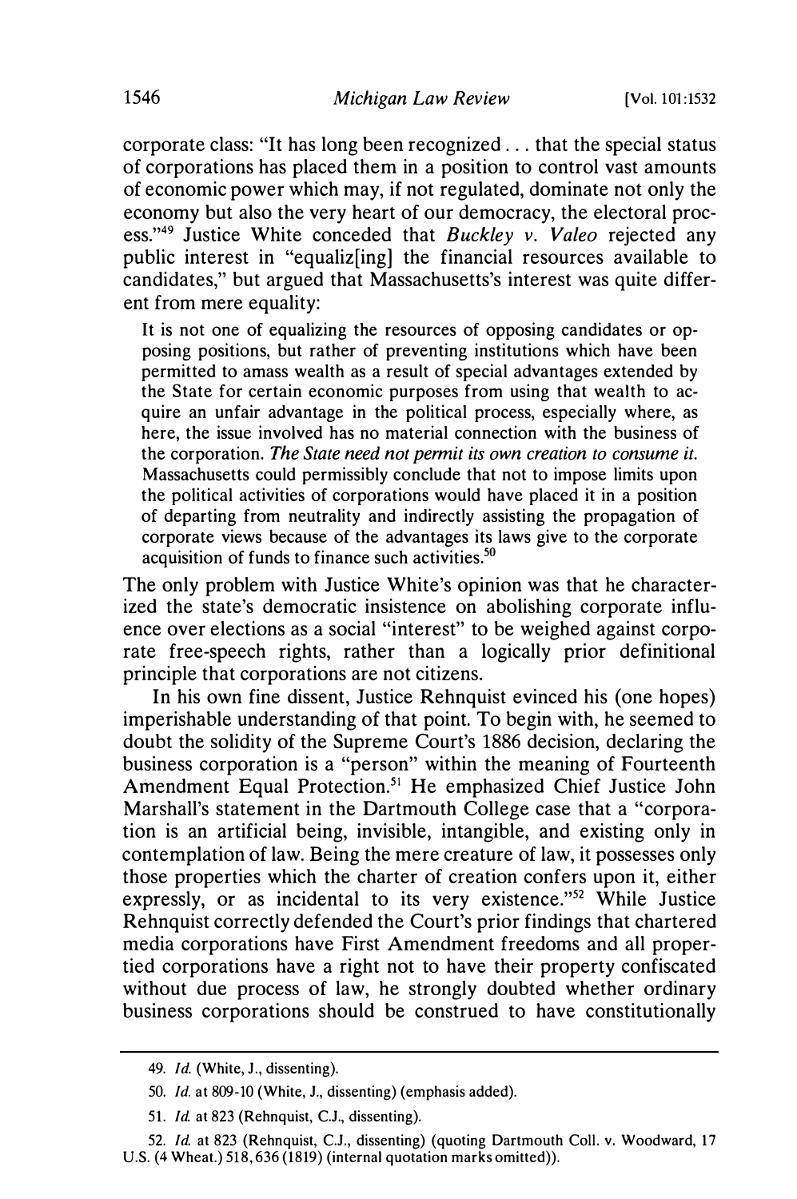corporate class: "It has long been recognized . . . that the special status of corporations has placed them in a position to control vast amounts of economic power which may, if not regulated, dominate not only the economy but also the very heart of our democracy, the electoral process."[49] Justice White conceded that *Buckley v. Valeo* rejected any public interest in "equaliz[ing] the financial resources available to candidates," but argued that Massachusetts's interest was quite different from mere equality:

> It is not one of equalizing the resources of opposing candidates or opposing positions, but rather of preventing institutions which have been permitted to amass wealth as a result of special advantages extended by the State for certain economic purposes from using that wealth to acquire an unfair advantage in the political process, especially where, as here, the issue involved has no material connection with the business of the corporation. *The State need not permit its own creation to consume it.* Massachusetts could permissibly conclude that not to impose limits upon the political activities of corporations would have placed it in a position of departing from neutrality and indirectly assisting the propagation of corporate views because of the advantages its laws give to the corporate acquisition of funds to finance such activities.[50]

The only problem with Justice White's opinion was that he characterized the state's democratic insistence on abolishing corporate influence over elections as a social "interest" to be weighed against corporate free-speech rights, rather than a logically prior definitional principle that corporations are not citizens.

In his own fine dissent, Justice Rehnquist evinced his (one hopes) imperishable understanding of that point. To begin with, he seemed to doubt the solidity of the Supreme Court's 1886 decision, declaring the business corporation is a "person" within the meaning of Fourteenth Amendment Equal Protection.[51] He emphasized Chief Justice John Marshall's statement in the Dartmouth College case that a "corporation is an artificial being, invisible, intangible, and existing only in contemplation of law. Being the mere creature of law, it possesses only those properties which the charter of creation confers upon it, either expressly, or as incidental to its very existence."[52] While Justice Rehnquist correctly defended the Court's prior findings that chartered media corporations have First Amendment freedoms and all propertied corporations have a right not to have their property confiscated without due process of law, he strongly doubted whether ordinary business corporations should be construed to have constitutionally

---

49. *Id.* (White, J., dissenting).

50. *Id.* at 809-10 (White, J., dissenting) (emphasis added).

51. *Id.* at 823 (Rehnquist, C.J., dissenting).

52. *Id.* at 823 (Rehnquist, C.J., dissenting) (quoting Dartmouth Coll. v. Woodward, 17 U.S. (4 Wheat.) 518, 636 (1819) (internal quotation marks omitted)).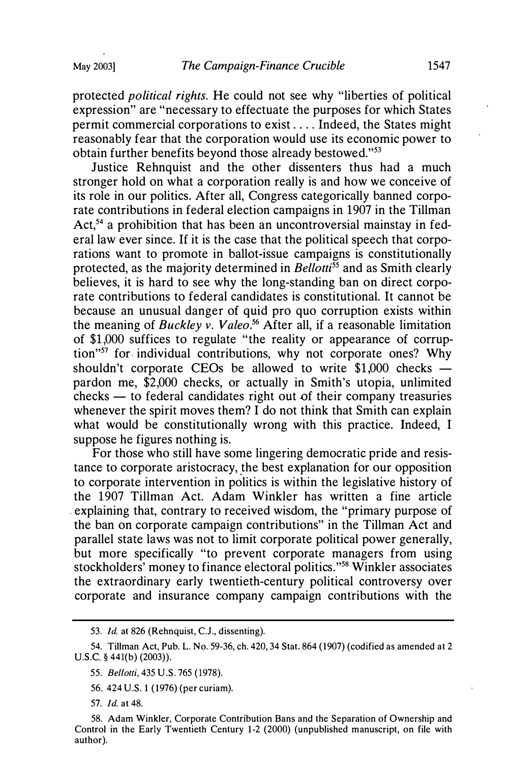protected *political rights.* He could not see why "liberties of political expression" are "necessary to effectuate the purposes for which States permit commercial corporations to exist.... Indeed, the States might reasonably fear that the corporation would use its economic power to obtain further benefits beyond those already bestowed."[53]

Justice Rehnquist and the other dissenters thus had a much stronger hold on what a corporation really is and how we conceive of its role in our politics. After all, Congress categorically banned corporate contributions in federal election campaigns in 1907 in the Tillman Act,[54] a prohibition that has been an uncontroversial mainstay in federal law ever since. If it is the case that the political speech that corporations want to promote in ballot-issue campaigns is constitutionally protected, as the majority determined in *Bellotti*[55] and as Smith clearly believes, it is hard to see why the long-standing ban on direct corporate contributions to federal candidates is constitutional. It cannot be because an unusual danger of quid pro quo corruption exists within the meaning of *Buckley v. Valeo*.[56] After all, if a reasonable limitation of $1,000 suffices to regulate "the reality or appearance of corruption"[57] for individual contributions, why not corporate ones? Why shouldn't corporate CEOs be allowed to write $1,000 checks — pardon me, $2,000 checks, or actually in Smith's utopia, unlimited checks — to federal candidates right out of their company treasuries whenever the spirit moves them? I do not think that Smith can explain what would be constitutionally wrong with this practice. Indeed, I suppose he figures nothing is.

For those who still have some lingering democratic pride and resistance to corporate aristocracy, the best explanation for our opposition to corporate intervention in politics is within the legislative history of the 1907 Tillman Act. Adam Winkler has written a fine article explaining that, contrary to received wisdom, the "primary purpose of the ban on corporate campaign contributions" in the Tillman Act and parallel state laws was not to limit corporate political power generally, but more specifically "to prevent corporate managers from using stockholders' money to finance electoral politics."[58] Winkler associates the extraordinary early twentieth-century political controversy over corporate and insurance company campaign contributions with the

---

53. *Id.* at 826 (Rehnquist, C.J., dissenting).

54. Tillman Act, Pub. L. No. 59-36, ch. 420, 34 Stat. 864 (1907) (codified as amended at 2 U.S.C. § 441(b) (2003)).

55. *Bellotti*, 435 U.S. 765 (1978).

56. 424 U.S. 1 (1976) (per curiam).

57. *Id.* at 48.

58. Adam Winkler, Corporate Contribution Bans and the Separation of Ownership and Control in the Early Twentieth Century 1-2 (2000) (unpublished manuscript, on file with author).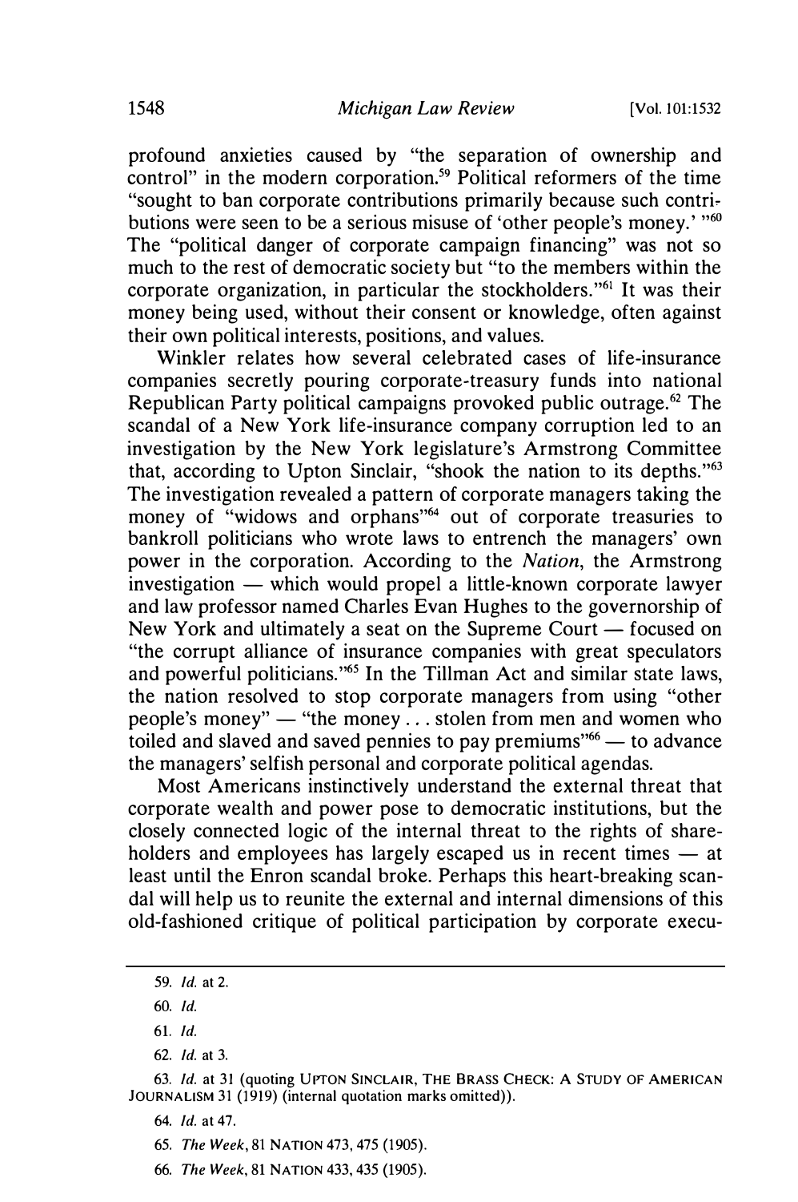profound anxieties caused by "the separation of ownership and control" in the modern corporation.[59] Political reformers of the time "sought to ban corporate contributions primarily because such contributions were seen to be a serious misuse of 'other people's money.' "[60] The "political danger of corporate campaign financing" was not so much to the rest of democratic society but "to the members within the corporate organization, in particular the stockholders."[61] It was their money being used, without their consent or knowledge, often against their own political interests, positions, and values.

Winkler relates how several celebrated cases of life-insurance companies secretly pouring corporate-treasury funds into national Republican Party political campaigns provoked public outrage.[62] The scandal of a New York life-insurance company corruption led to an investigation by the New York legislature's Armstrong Committee that, according to Upton Sinclair, "shook the nation to its depths."[63] The investigation revealed a pattern of corporate managers taking the money of "widows and orphans"[64] out of corporate treasuries to bankroll politicians who wrote laws to entrench the managers' own power in the corporation. According to the *Nation*, the Armstrong investigation — which would propel a little-known corporate lawyer and law professor named Charles Evan Hughes to the governorship of New York and ultimately a seat on the Supreme Court — focused on "the corrupt alliance of insurance companies with great speculators and powerful politicians."[65] In the Tillman Act and similar state laws, the nation resolved to stop corporate managers from using "other people's money" — "the money . . . stolen from men and women who toiled and slaved and saved pennies to pay premiums"[66] — to advance the managers' selfish personal and corporate political agendas.

Most Americans instinctively understand the external threat that corporate wealth and power pose to democratic institutions, but the closely connected logic of the internal threat to the rights of shareholders and employees has largely escaped us in recent times — at least until the Enron scandal broke. Perhaps this heart-breaking scandal will help us to reunite the external and internal dimensions of this old-fashioned critique of political participation by corporate execu-

---

59. *Id.* at 2.

60. *Id.*

61. *Id.*

62. *Id.* at 3.

63. *Id.* at 31 (quoting UPTON SINCLAIR, THE BRASS CHECK: A STUDY OF AMERICAN JOURNALISM 31 (1919) (internal quotation marks omitted)).

64. *Id.* at 47.

65. *The Week*, 81 NATION 473, 475 (1905).

66. *The Week*, 81 NATION 433, 435 (1905).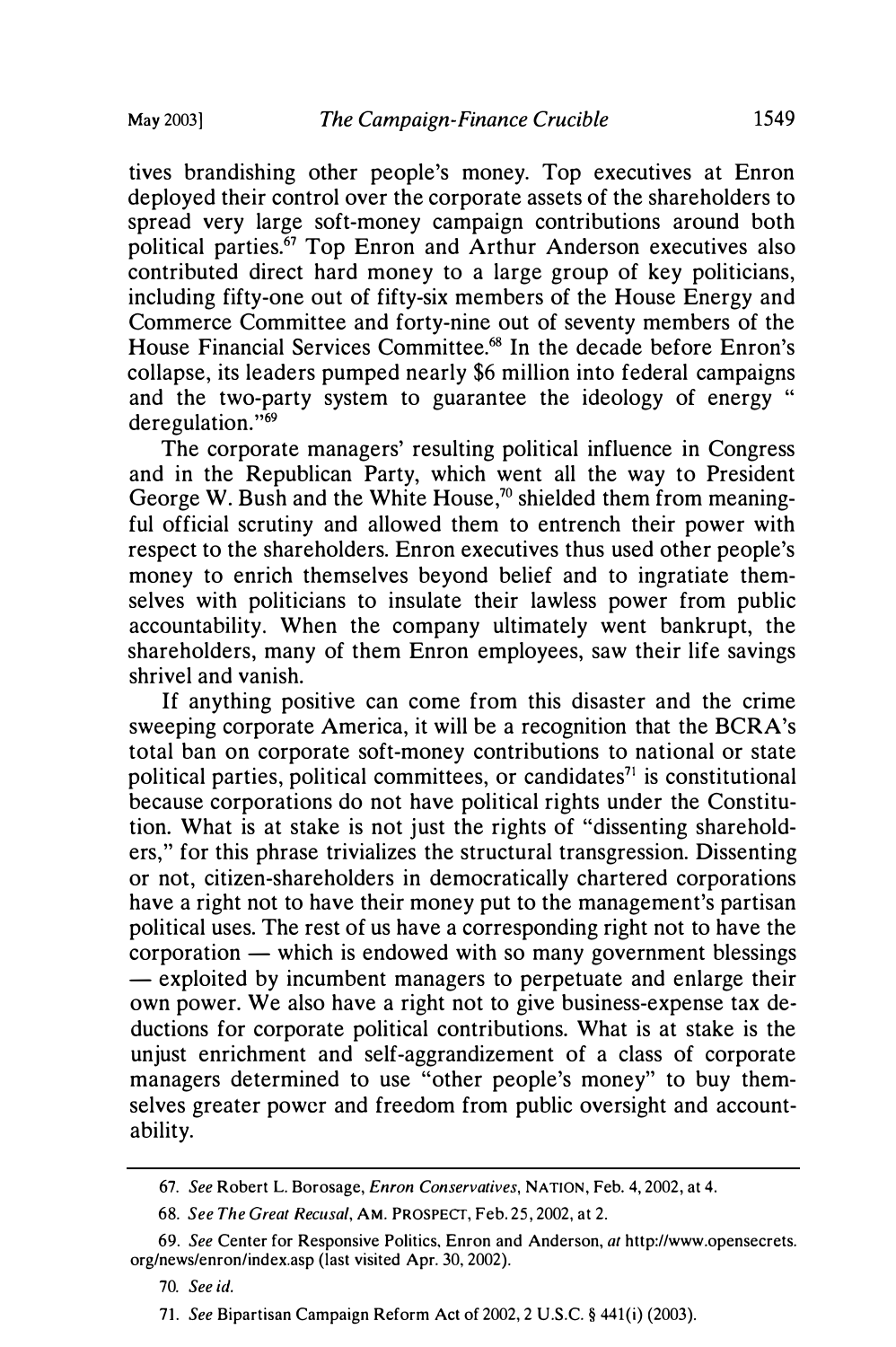tives brandishing other people's money. Top executives at Enron deployed their control over the corporate assets of the shareholders to spread very large soft-money campaign contributions around both political parties.[67] Top Enron and Arthur Anderson executives also contributed direct hard money to a large group of key politicians, including fifty-one out of fifty-six members of the House Energy and Commerce Committee and forty-nine out of seventy members of the House Financial Services Committee.[68] In the decade before Enron's collapse, its leaders pumped nearly $6 million into federal campaigns and the two-party system to guarantee the ideology of energy " deregulation."[69]

The corporate managers' resulting political influence in Congress and in the Republican Party, which went all the way to President George W. Bush and the White House,[70] shielded them from meaningful official scrutiny and allowed them to entrench their power with respect to the shareholders. Enron executives thus used other people's money to enrich themselves beyond belief and to ingratiate themselves with politicians to insulate their lawless power from public accountability. When the company ultimately went bankrupt, the shareholders, many of them Enron employees, saw their life savings shrivel and vanish.

If anything positive can come from this disaster and the crime sweeping corporate America, it will be a recognition that the BCRA's total ban on corporate soft-money contributions to national or state political parties, political committees, or candidates[71] is constitutional because corporations do not have political rights under the Constitution. What is at stake is not just the rights of "dissenting shareholders," for this phrase trivializes the structural transgression. Dissenting or not, citizen-shareholders in democratically chartered corporations have a right not to have their money put to the management's partisan political uses. The rest of us have a corresponding right not to have the corporation — which is endowed with so many government blessings — exploited by incumbent managers to perpetuate and enlarge their own power. We also have a right not to give business-expense tax deductions for corporate political contributions. What is at stake is the unjust enrichment and self-aggrandizement of a class of corporate managers determined to use "other people's money" to buy themselves greater power and freedom from public oversight and accountability.

---

67. *See* Robert L. Borosage, *Enron Conservatives*, NATION, Feb. 4, 2002, at 4.

68. *See The Great Recusal*, AM. PROSPECT, Feb. 25, 2002, at 2.

69. *See* Center for Responsive Politics, Enron and Anderson, *at* http://www.opensecrets.org/news/enron/index.asp (last visited Apr. 30, 2002).

70. *See id.*

71. *See* Bipartisan Campaign Reform Act of 2002, 2 U.S.C. § 441(i) (2003).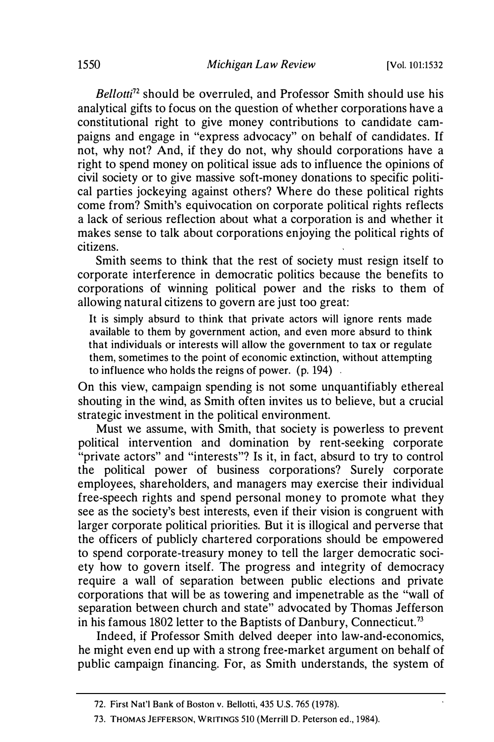*Bellotti*[72] should be overruled, and Professor Smith should use his analytical gifts to focus on the question of whether corporations have a constitutional right to give money contributions to candidate campaigns and engage in "express advocacy" on behalf of candidates. If not, why not? And, if they do not, why should corporations have a right to spend money on political issue ads to influence the opinions of civil society or to give massive soft-money donations to specific political parties jockeying against others? Where do these political rights come from? Smith's equivocation on corporate political rights reflects a lack of serious reflection about what a corporation is and whether it makes sense to talk about corporations enjoying the political rights of citizens.

Smith seems to think that the rest of society must resign itself to corporate interference in democratic politics because the benefits to corporations of winning political power and the risks to them of allowing natural citizens to govern are just too great:

> It is simply absurd to think that private actors will ignore rents made available to them by government action, and even more absurd to think that individuals or interests will allow the government to tax or regulate them, sometimes to the point of economic extinction, without attempting to influence who holds the reigns of power. (p. 194)

On this view, campaign spending is not some unquantifiably ethereal shouting in the wind, as Smith often invites us to believe, but a crucial strategic investment in the political environment.

Must we assume, with Smith, that society is powerless to prevent political intervention and domination by rent-seeking corporate "private actors" and "interests"? Is it, in fact, absurd to try to control the political power of business corporations? Surely corporate employees, shareholders, and managers may exercise their individual free-speech rights and spend personal money to promote what they see as the society's best interests, even if their vision is congruent with larger corporate political priorities. But it is illogical and perverse that the officers of publicly chartered corporations should be empowered to spend corporate-treasury money to tell the larger democratic society how to govern itself. The progress and integrity of democracy require a wall of separation between public elections and private corporations that will be as towering and impenetrable as the "wall of separation between church and state" advocated by Thomas Jefferson in his famous 1802 letter to the Baptists of Danbury, Connecticut.[73]

Indeed, if Professor Smith delved deeper into law-and-economics, he might even end up with a strong free-market argument on behalf of public campaign financing. For, as Smith understands, the system of

72. First Nat'l Bank of Boston v. Bellotti, 435 U.S. 765 (1978).

73. THOMAS JEFFERSON, WRITINGS 510 (Merrill D. Peterson ed., 1984).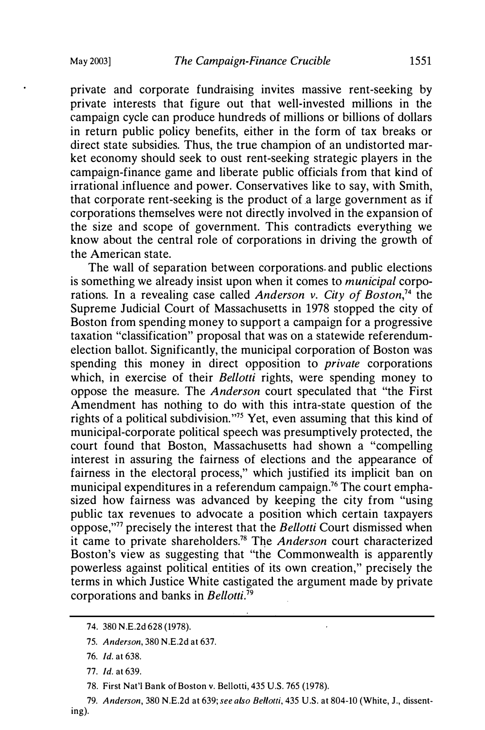private and corporate fundraising invites massive rent-seeking by private interests that figure out that well-invested millions in the campaign cycle can produce hundreds of millions or billions of dollars in return public policy benefits, either in the form of tax breaks or direct state subsidies. Thus, the true champion of an undistorted market economy should seek to oust rent-seeking strategic players in the campaign-finance game and liberate public officials from that kind of irrational influence and power. Conservatives like to say, with Smith, that corporate rent-seeking is the product of a large government as if corporations themselves were not directly involved in the expansion of the size and scope of government. This contradicts everything we know about the central role of corporations in driving the growth of the American state.

The wall of separation between corporations and public elections is something we already insist upon when it comes to *municipal* corporations. In a revealing case called *Anderson v. City of Boston*,[74] the Supreme Judicial Court of Massachusetts in 1978 stopped the city of Boston from spending money to support a campaign for a progressive taxation "classification" proposal that was on a statewide referendum-election ballot. Significantly, the municipal corporation of Boston was spending this money in direct opposition to *private* corporations which, in exercise of their *Bellotti* rights, were spending money to oppose the measure. The *Anderson* court speculated that "the First Amendment has nothing to do with this intra-state question of the rights of a political subdivision."[75] Yet, even assuming that this kind of municipal-corporate political speech was presumptively protected, the court found that Boston, Massachusetts had shown a "compelling interest in assuring the fairness of elections and the appearance of fairness in the electoral process," which justified its implicit ban on municipal expenditures in a referendum campaign.[76] The court emphasized how fairness was advanced by keeping the city from "using public tax revenues to advocate a position which certain taxpayers oppose,"[77] precisely the interest that the *Bellotti* Court dismissed when it came to private shareholders.[78] The *Anderson* court characterized Boston's view as suggesting that "the Commonwealth is apparently powerless against political entities of its own creation," precisely the terms in which Justice White castigated the argument made by private corporations and banks in *Bellotti*.[79]

---

74. 380 N.E.2d 628 (1978).

75. *Anderson*, 380 N.E.2d at 637.

76. *Id.* at 638.

77. *Id.* at 639.

78. First Nat'l Bank of Boston v. Bellotti, 435 U.S. 765 (1978).

79. *Anderson*, 380 N.E.2d at 639; *see also Bellotti*, 435 U.S. at 804-10 (White, J., dissenting).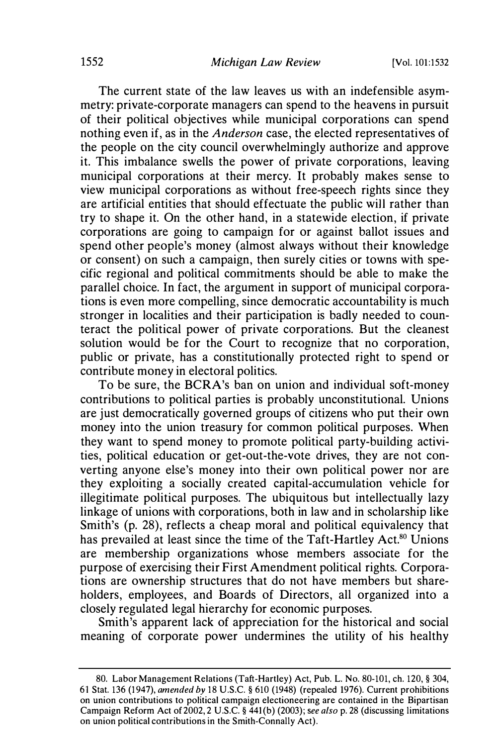The current state of the law leaves us with an indefensible asymmetry: private-corporate managers can spend to the heavens in pursuit of their political objectives while municipal corporations can spend nothing even if, as in the *Anderson* case, the elected representatives of the people on the city council overwhelmingly authorize and approve it. This imbalance swells the power of private corporations, leaving municipal corporations at their mercy. It probably makes sense to view municipal corporations as without free-speech rights since they are artificial entities that should effectuate the public will rather than try to shape it. On the other hand, in a statewide election, if private corporations are going to campaign for or against ballot issues and spend other people's money (almost always without their knowledge or consent) on such a campaign, then surely cities or towns with specific regional and political commitments should be able to make the parallel choice. In fact, the argument in support of municipal corporations is even more compelling, since democratic accountability is much stronger in localities and their participation is badly needed to counteract the political power of private corporations. But the cleanest solution would be for the Court to recognize that no corporation, public or private, has a constitutionally protected right to spend or contribute money in electoral politics.

To be sure, the BCRA's ban on union and individual soft-money contributions to political parties is probably unconstitutional. Unions are just democratically governed groups of citizens who put their own money into the union treasury for common political purposes. When they want to spend money to promote political party-building activities, political education or get-out-the-vote drives, they are not converting anyone else's money into their own political power nor are they exploiting a socially created capital-accumulation vehicle for illegitimate political purposes. The ubiquitous but intellectually lazy linkage of unions with corporations, both in law and in scholarship like Smith's (p. 28), reflects a cheap moral and political equivalency that has prevailed at least since the time of the Taft-Hartley Act.[80] Unions are membership organizations whose members associate for the purpose of exercising their First Amendment political rights. Corporations are ownership structures that do not have members but shareholders, employees, and Boards of Directors, all organized into a closely regulated legal hierarchy for economic purposes.

Smith's apparent lack of appreciation for the historical and social meaning of corporate power undermines the utility of his healthy

---

80. Labor Management Relations (Taft-Hartley) Act, Pub. L. No. 80-101, ch. 120, § 304, 61 Stat. 136 (1947), *amended by* 18 U.S.C. § 610 (1948) (repealed 1976). Current prohibitions on union contributions to political campaign electioneering are contained in the Bipartisan Campaign Reform Act of 2002, 2 U.S.C. § 441(b) (2003); *see also* p. 28 (discussing limitations on union political contributions in the Smith-Connally Act).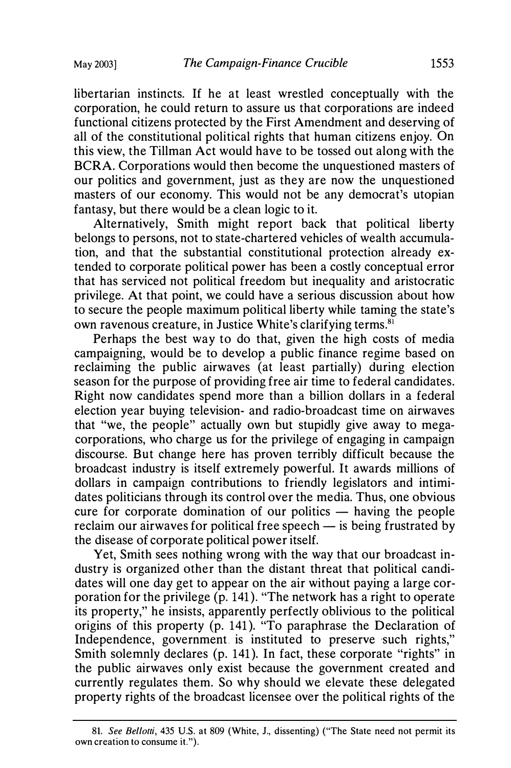libertarian instincts. If he at least wrestled conceptually with the corporation, he could return to assure us that corporations are indeed functional citizens protected by the First Amendment and deserving of all of the constitutional political rights that human citizens enjoy. On this view, the Tillman Act would have to be tossed out along with the BCRA. Corporations would then become the unquestioned masters of our politics and government, just as they are now the unquestioned masters of our economy. This would not be any democrat's utopian fantasy, but there would be a clean logic to it.

Alternatively, Smith might report back that political liberty belongs to persons, not to state-chartered vehicles of wealth accumulation, and that the substantial constitutional protection already extended to corporate political power has been a costly conceptual error that has serviced not political freedom but inequality and aristocratic privilege. At that point, we could have a serious discussion about how to secure the people maximum political liberty while taming the state's own ravenous creature, in Justice White's clarifying terms.[81]

Perhaps the best way to do that, given the high costs of media campaigning, would be to develop a public finance regime based on reclaiming the public airwaves (at least partially) during election season for the purpose of providing free air time to federal candidates. Right now candidates spend more than a billion dollars in a federal election year buying television- and radio-broadcast time on airwaves that "we, the people" actually own but stupidly give away to mega-corporations, who charge us for the privilege of engaging in campaign discourse. But change here has proven terribly difficult because the broadcast industry is itself extremely powerful. It awards millions of dollars in campaign contributions to friendly legislators and intimidates politicians through its control over the media. Thus, one obvious cure for corporate domination of our politics — having the people reclaim our airwaves for political free speech — is being frustrated by the disease of corporate political power itself.

Yet, Smith sees nothing wrong with the way that our broadcast industry is organized other than the distant threat that political candidates will one day get to appear on the air without paying a large corporation for the privilege (p. 141). "The network has a right to operate its property," he insists, apparently perfectly oblivious to the political origins of this property (p. 141). "To paraphrase the Declaration of Independence, government is instituted to preserve such rights," Smith solemnly declares (p. 141). In fact, these corporate "rights" in the public airwaves only exist because the government created and currently regulates them. So why should we elevate these delegated property rights of the broadcast licensee over the political rights of the

---

81. *See Bellotti*, 435 U.S. at 809 (White, J., dissenting) ("The State need not permit its own creation to consume it.").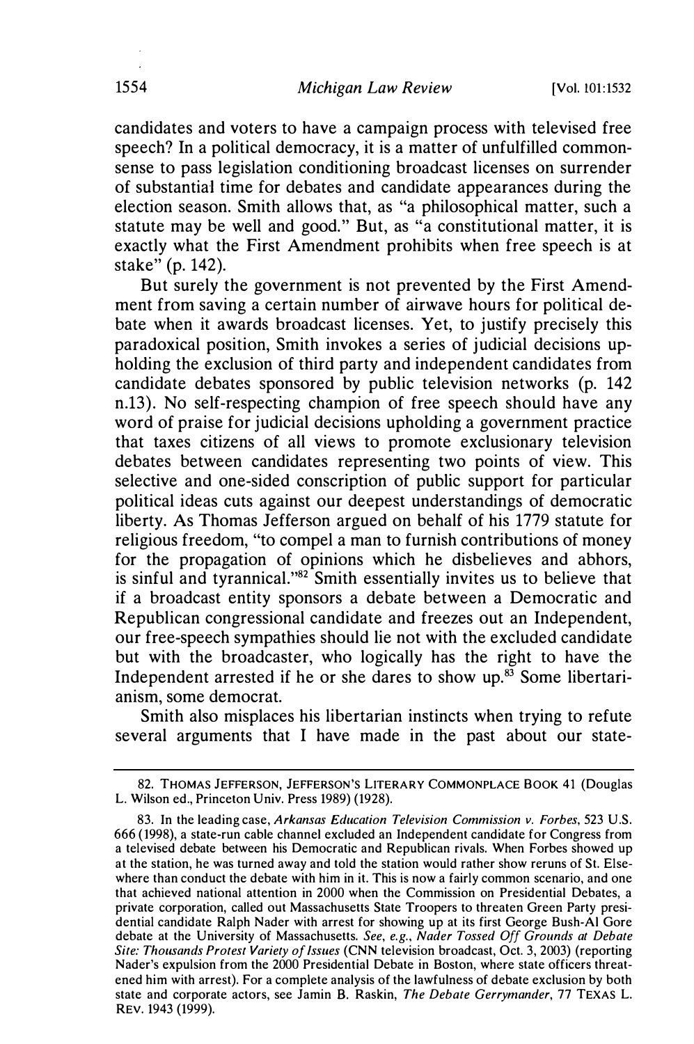candidates and voters to have a campaign process with televised free speech? In a political democracy, it is a matter of unfulfilled commonsense to pass legislation conditioning broadcast licenses on surrender of substantial time for debates and candidate appearances during the election season. Smith allows that, as "a philosophical matter, such a statute may be well and good." But, as "a constitutional matter, it is exactly what the First Amendment prohibits when free speech is at stake" (p. 142).

But surely the government is not prevented by the First Amendment from saving a certain number of airwave hours for political debate when it awards broadcast licenses. Yet, to justify precisely this paradoxical position, Smith invokes a series of judicial decisions upholding the exclusion of third party and independent candidates from candidate debates sponsored by public television networks (p. 142 n.13). No self-respecting champion of free speech should have any word of praise for judicial decisions upholding a government practice that taxes citizens of all views to promote exclusionary television debates between candidates representing two points of view. This selective and one-sided conscription of public support for particular political ideas cuts against our deepest understandings of democratic liberty. As Thomas Jefferson argued on behalf of his 1779 statute for religious freedom, "to compel a man to furnish contributions of money for the propagation of opinions which he disbelieves and abhors, is sinful and tyrannical."[82] Smith essentially invites us to believe that if a broadcast entity sponsors a debate between a Democratic and Republican congressional candidate and freezes out an Independent, our free-speech sympathies should lie not with the excluded candidate but with the broadcaster, who logically has the right to have the Independent arrested if he or she dares to show up.[83] Some libertarianism, some democrat.

Smith also misplaces his libertarian instincts when trying to refute several arguments that I have made in the past about our state-

---

82. THOMAS JEFFERSON, JEFFERSON'S LITERARY COMMONPLACE BOOK 41 (Douglas L. Wilson ed., Princeton Univ. Press 1989) (1928).

83. In the leading case, *Arkansas Education Television Commission v. Forbes*, 523 U.S. 666 (1998), a state-run cable channel excluded an Independent candidate for Congress from a televised debate between his Democratic and Republican rivals. When Forbes showed up at the station, he was turned away and told the station would rather show reruns of St. Elsewhere than conduct the debate with him in it. This is now a fairly common scenario, and one that achieved national attention in 2000 when the Commission on Presidential Debates, a private corporation, called out Massachusetts State Troopers to threaten Green Party presidential candidate Ralph Nader with arrest for showing up at its first George Bush-Al Gore debate at the University of Massachusetts. *See, e.g.*, *Nader Tossed Off Grounds at Debate Site: Thousands Protest Variety of Issues* (CNN television broadcast, Oct. 3, 2003) (reporting Nader's expulsion from the 2000 Presidential Debate in Boston, where state officers threatened him with arrest). For a complete analysis of the lawfulness of debate exclusion by both state and corporate actors, see Jamin B. Raskin, *The Debate Gerrymander*, 77 TEXAS L. REV. 1943 (1999).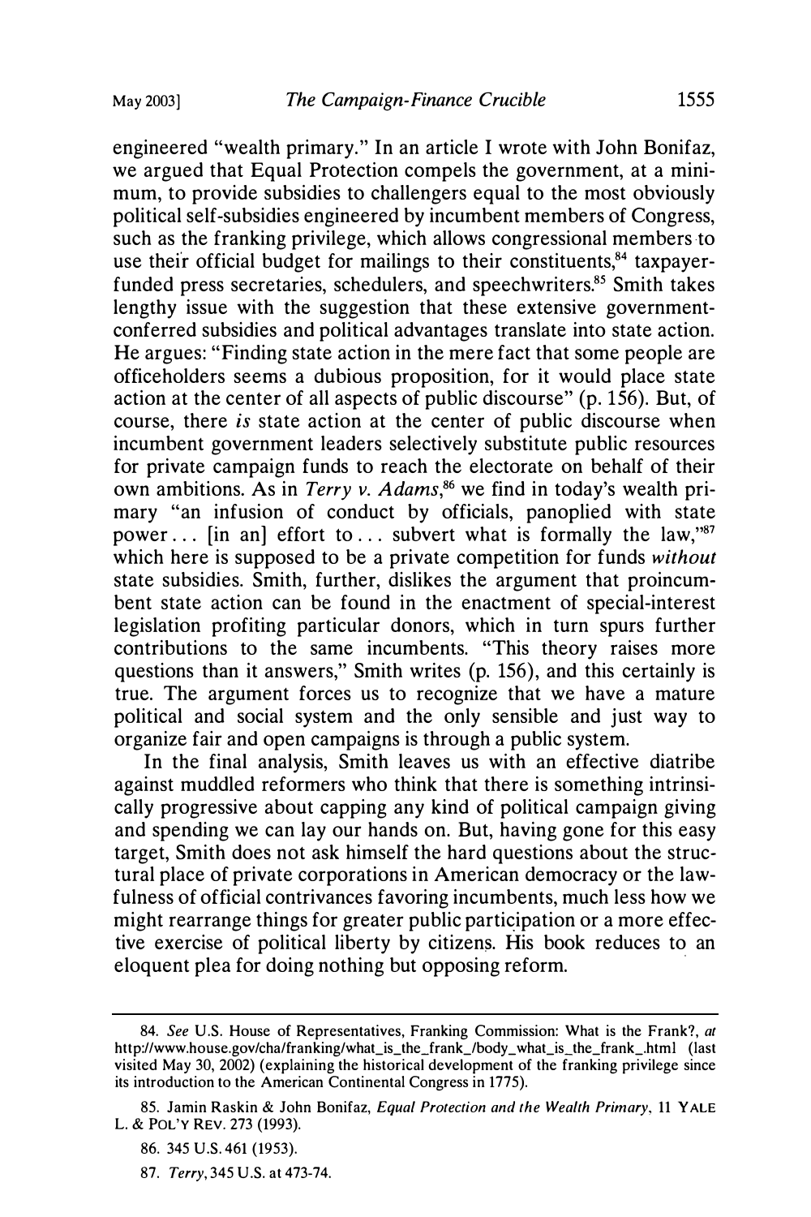engineered "wealth primary." In an article I wrote with John Bonifaz, we argued that Equal Protection compels the government, at a minimum, to provide subsidies to challengers equal to the most obviously political self-subsidies engineered by incumbent members of Congress, such as the franking privilege, which allows congressional members to use their official budget for mailings to their constituents,[84] taxpayer-funded press secretaries, schedulers, and speechwriters.[85] Smith takes lengthy issue with the suggestion that these extensive government-conferred subsidies and political advantages translate into state action. He argues: "Finding state action in the mere fact that some people are officeholders seems a dubious proposition, for it would place state action at the center of all aspects of public discourse" (p. 156). But, of course, there *is* state action at the center of public discourse when incumbent government leaders selectively substitute public resources for private campaign funds to reach the electorate on behalf of their own ambitions. As in *Terry v. Adams*,[86] we find in today's wealth primary "an infusion of conduct by officials, panoplied with state power . . . [in an] effort to . . . subvert what is formally the law,"[87] which here is supposed to be a private competition for funds *without* state subsidies. Smith, further, dislikes the argument that proincumbent state action can be found in the enactment of special-interest legislation profiting particular donors, which in turn spurs further contributions to the same incumbents. "This theory raises more questions than it answers," Smith writes (p. 156), and this certainly is true. The argument forces us to recognize that we have a mature political and social system and the only sensible and just way to organize fair and open campaigns is through a public system.

In the final analysis, Smith leaves us with an effective diatribe against muddled reformers who think that there is something intrinsically progressive about capping any kind of political campaign giving and spending we can lay our hands on. But, having gone for this easy target, Smith does not ask himself the hard questions about the structural place of private corporations in American democracy or the lawfulness of official contrivances favoring incumbents, much less how we might rearrange things for greater public participation or a more effective exercise of political liberty by citizens. His book reduces to an eloquent plea for doing nothing but opposing reform.

---

84. *See* U.S. House of Representatives, Franking Commission: What is the Frank?, *at* http://www.house.gov/cha/franking/what_is_the_frank_/body_what_is_the_frank_.html (last visited May 30, 2002) (explaining the historical development of the franking privilege since its introduction to the American Continental Congress in 1775).

85. Jamin Raskin & John Bonifaz, *Equal Protection and the Wealth Primary*, 11 YALE L. & POL'Y REV. 273 (1993).

86. 345 U.S. 461 (1953).

87. *Terry*, 345 U.S. at 473-74.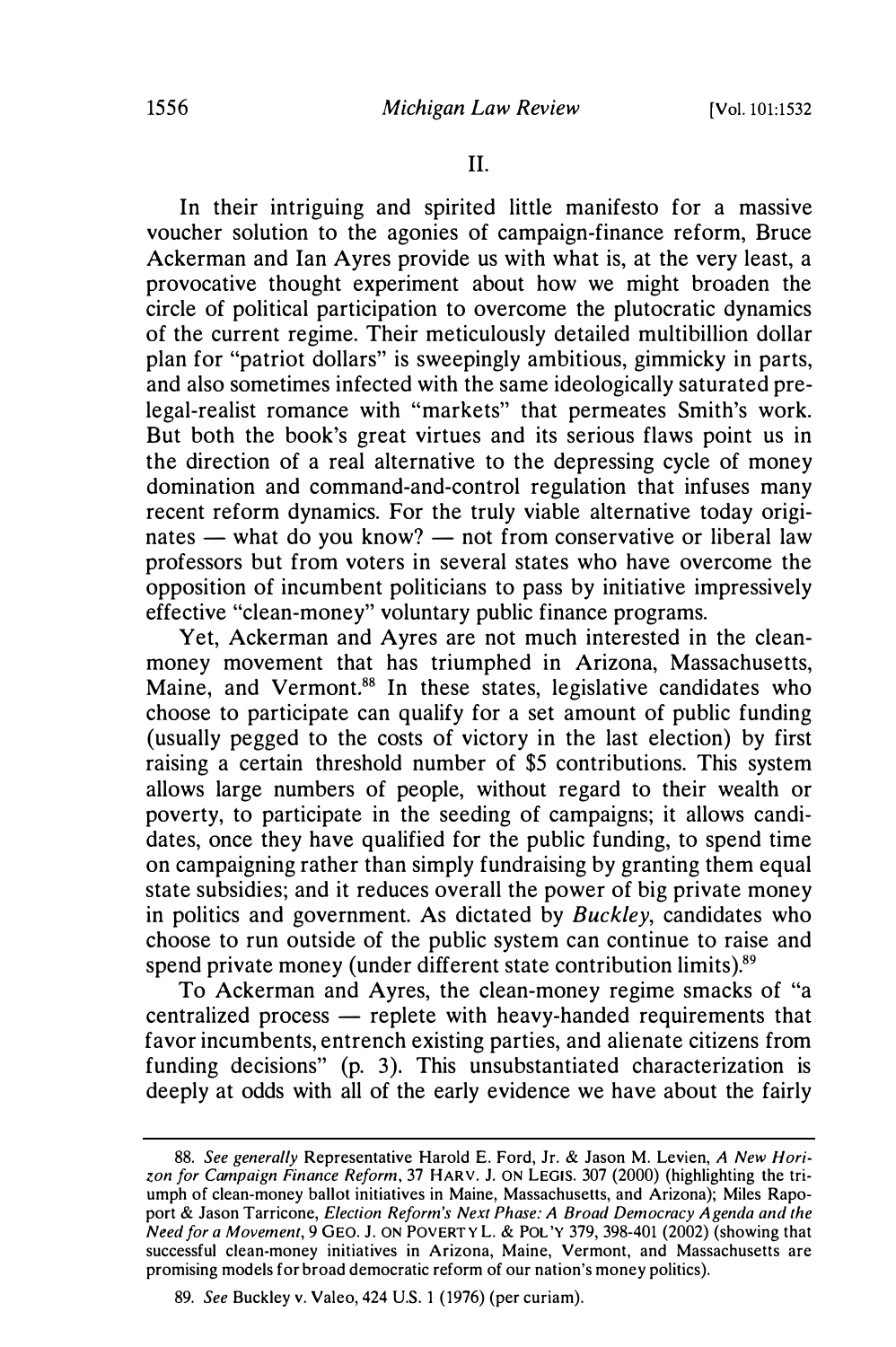## II.

In their intriguing and spirited little manifesto for a massive voucher solution to the agonies of campaign-finance reform, Bruce Ackerman and Ian Ayres provide us with what is, at the very least, a provocative thought experiment about how we might broaden the circle of political participation to overcome the plutocratic dynamics of the current regime. Their meticulously detailed multibillion dollar plan for "patriot dollars" is sweepingly ambitious, gimmicky in parts, and also sometimes infected with the same ideologically saturated pre-legal-realist romance with "markets" that permeates Smith's work. But both the book's great virtues and its serious flaws point us in the direction of a real alternative to the depressing cycle of money domination and command-and-control regulation that infuses many recent reform dynamics. For the truly viable alternative today originates — what do you know? — not from conservative or liberal law professors but from voters in several states who have overcome the opposition of incumbent politicians to pass by initiative impressively effective "clean-money" voluntary public finance programs.

Yet, Ackerman and Ayres are not much interested in the clean-money movement that has triumphed in Arizona, Massachusetts, Maine, and Vermont.[88] In these states, legislative candidates who choose to participate can qualify for a set amount of public funding (usually pegged to the costs of victory in the last election) by first raising a certain threshold number of $5 contributions. This system allows large numbers of people, without regard to their wealth or poverty, to participate in the seeding of campaigns; it allows candidates, once they have qualified for the public funding, to spend time on campaigning rather than simply fundraising by granting them equal state subsidies; and it reduces overall the power of big private money in politics and government. As dictated by *Buckley*, candidates who choose to run outside of the public system can continue to raise and spend private money (under different state contribution limits).[89]

To Ackerman and Ayres, the clean-money regime smacks of "a centralized process — replete with heavy-handed requirements that favor incumbents, entrench existing parties, and alienate citizens from funding decisions" (p. 3). This unsubstantiated characterization is deeply at odds with all of the early evidence we have about the fairly

---

88. *See generally* Representative Harold E. Ford, Jr. & Jason M. Levien, *A New Horizon for Campaign Finance Reform*, 37 HARV. J. ON LEGIS. 307 (2000) (highlighting the triumph of clean-money ballot initiatives in Maine, Massachusetts, and Arizona); Miles Rapoport & Jason Tarricone, *Election Reform's Next Phase: A Broad Democracy Agenda and the Need for a Movement*, 9 GEO. J. ON POVERTY L. & POL'Y 379, 398-401 (2002) (showing that successful clean-money initiatives in Arizona, Maine, Vermont, and Massachusetts are promising models for broad democratic reform of our nation's money politics).

89. *See* Buckley v. Valeo, 424 U.S. 1 (1976) (per curiam).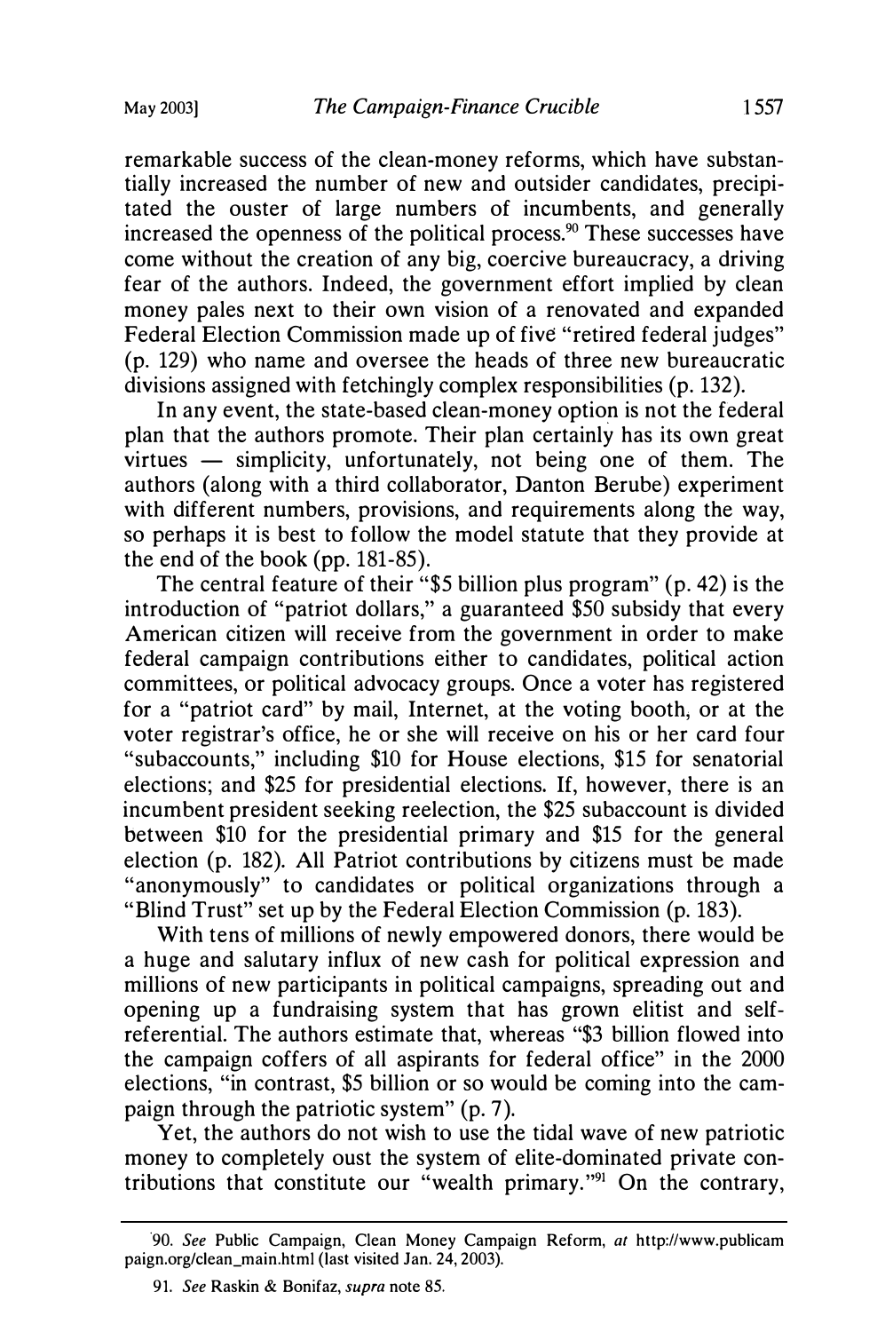remarkable success of the clean-money reforms, which have substantially increased the number of new and outsider candidates, precipitated the ouster of large numbers of incumbents, and generally increased the openness of the political process.[90] These successes have come without the creation of any big, coercive bureaucracy, a driving fear of the authors. Indeed, the government effort implied by clean money pales next to their own vision of a renovated and expanded Federal Election Commission made up of five "retired federal judges" (p. 129) who name and oversee the heads of three new bureaucratic divisions assigned with fetchingly complex responsibilities (p. 132).

In any event, the state-based clean-money option is not the federal plan that the authors promote. Their plan certainly has its own great virtues — simplicity, unfortunately, not being one of them. The authors (along with a third collaborator, Danton Berube) experiment with different numbers, provisions, and requirements along the way, so perhaps it is best to follow the model statute that they provide at the end of the book (pp. 181-85).

The central feature of their "$5 billion plus program" (p. 42) is the introduction of "patriot dollars," a guaranteed $50 subsidy that every American citizen will receive from the government in order to make federal campaign contributions either to candidates, political action committees, or political advocacy groups. Once a voter has registered for a "patriot card" by mail, Internet, at the voting booth, or at the voter registrar's office, he or she will receive on his or her card four "subaccounts," including $10 for House elections, $15 for senatorial elections; and $25 for presidential elections. If, however, there is an incumbent president seeking reelection, the $25 subaccount is divided between $10 for the presidential primary and $15 for the general election (p. 182). All Patriot contributions by citizens must be made "anonymously" to candidates or political organizations through a "Blind Trust" set up by the Federal Election Commission (p. 183).

With tens of millions of newly empowered donors, there would be a huge and salutary influx of new cash for political expression and millions of new participants in political campaigns, spreading out and opening up a fundraising system that has grown elitist and self-referential. The authors estimate that, whereas "$3 billion flowed into the campaign coffers of all aspirants for federal office" in the 2000 elections, "in contrast, $5 billion or so would be coming into the campaign through the patriotic system" (p. 7).

Yet, the authors do not wish to use the tidal wave of new patriotic money to completely oust the system of elite-dominated private contributions that constitute our "wealth primary."[91] On the contrary,

90. *See* Public Campaign, Clean Money Campaign Reform, *at* http://www.publicampaign.org/clean_main.html (last visited Jan. 24, 2003).

91. *See* Raskin & Bonifaz, *supra* note 85.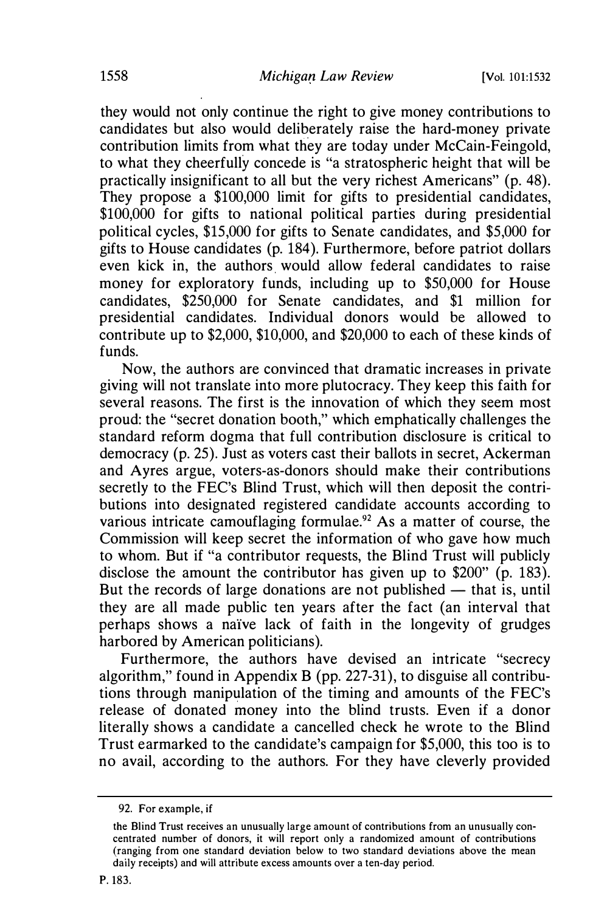they would not only continue the right to give money contributions to candidates but also would deliberately raise the hard-money private contribution limits from what they are today under McCain-Feingold, to what they cheerfully concede is "a stratospheric height that will be practically insignificant to all but the very richest Americans" (p. 48). They propose a $100,000 limit for gifts to presidential candidates, $100,000 for gifts to national political parties during presidential political cycles, $15,000 for gifts to Senate candidates, and $5,000 for gifts to House candidates (p. 184). Furthermore, before patriot dollars even kick in, the authors would allow federal candidates to raise money for exploratory funds, including up to $50,000 for House candidates, $250,000 for Senate candidates, and $1 million for presidential candidates. Individual donors would be allowed to contribute up to $2,000, $10,000, and $20,000 to each of these kinds of funds.

Now, the authors are convinced that dramatic increases in private giving will not translate into more plutocracy. They keep this faith for several reasons. The first is the innovation of which they seem most proud: the "secret donation booth," which emphatically challenges the standard reform dogma that full contribution disclosure is critical to democracy (p. 25). Just as voters cast their ballots in secret, Ackerman and Ayres argue, voters-as-donors should make their contributions secretly to the FEC's Blind Trust, which will then deposit the contributions into designated registered candidate accounts according to various intricate camouflaging formulae.[92] As a matter of course, the Commission will keep secret the information of who gave how much to whom. But if "a contributor requests, the Blind Trust will publicly disclose the amount the contributor has given up to $200" (p. 183). But the records of large donations are not published — that is, until they are all made public ten years after the fact (an interval that perhaps shows a naïve lack of faith in the longevity of grudges harbored by American politicians).

Furthermore, the authors have devised an intricate "secrecy algorithm," found in Appendix B (pp. 227-31), to disguise all contributions through manipulation of the timing and amounts of the FEC's release of donated money into the blind trusts. Even if a donor literally shows a candidate a cancelled check he wrote to the Blind Trust earmarked to the candidate's campaign for $5,000, this too is to no avail, according to the authors. For they have cleverly provided

---

92. For example, if

> the Blind Trust receives an unusually large amount of contributions from an unusually concentrated number of donors, it will report only a randomized amount of contributions (ranging from one standard deviation below to two standard deviations above the mean daily receipts) and will attribute excess amounts over a ten-day period.

P. 183.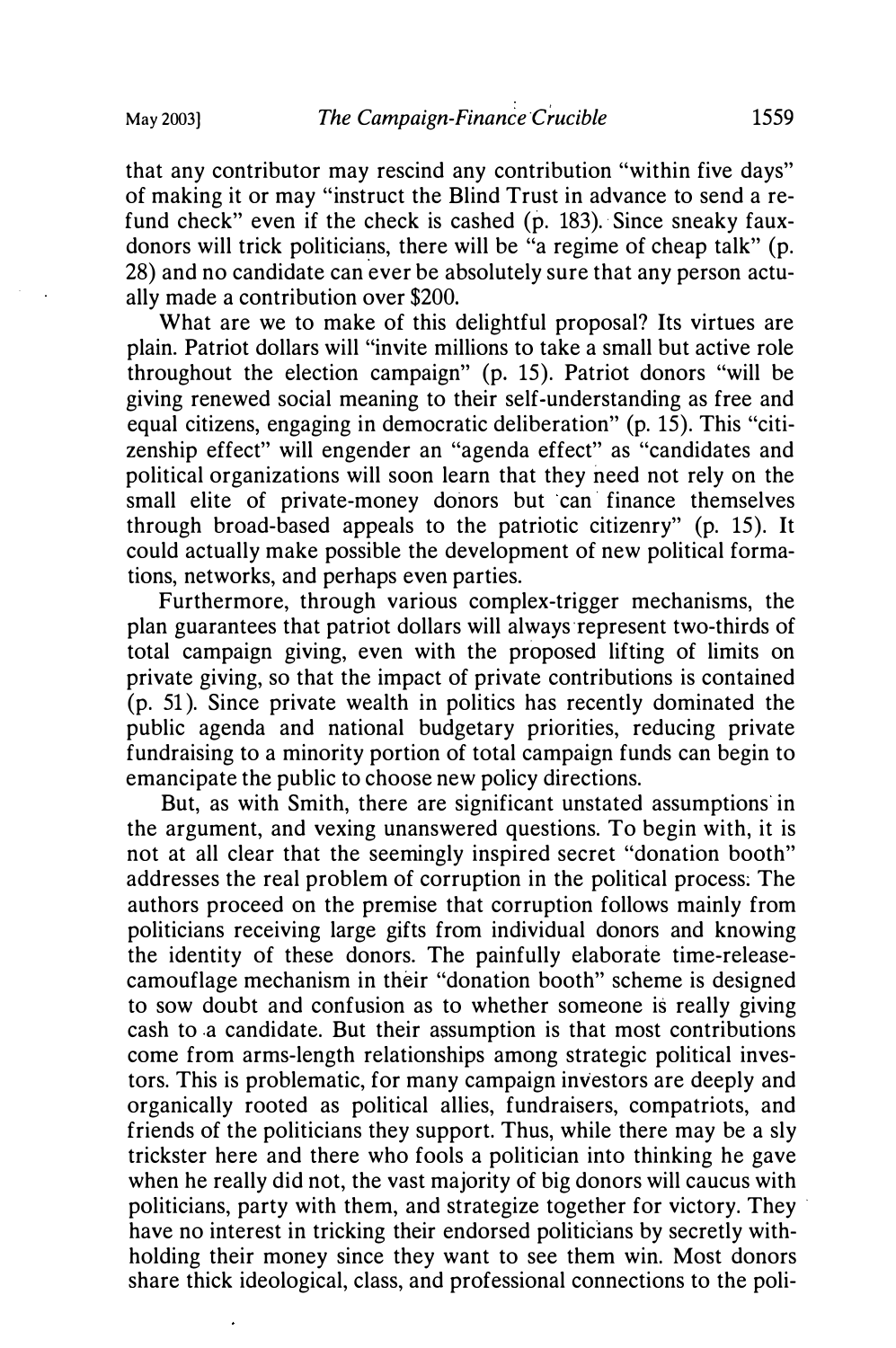that any contributor may rescind any contribution "within five days" of making it or may "instruct the Blind Trust in advance to send a refund check" even if the check is cashed (p. 183). Since sneaky faux-donors will trick politicians, there will be "a regime of cheap talk" (p. 28) and no candidate can ever be absolutely sure that any person actually made a contribution over $200.

What are we to make of this delightful proposal? Its virtues are plain. Patriot dollars will "invite millions to take a small but active role throughout the election campaign" (p. 15). Patriot donors "will be giving renewed social meaning to their self-understanding as free and equal citizens, engaging in democratic deliberation" (p. 15). This "citizenship effect" will engender an "agenda effect" as "candidates and political organizations will soon learn that they need not rely on the small elite of private-money donors but can finance themselves through broad-based appeals to the patriotic citizenry" (p. 15). It could actually make possible the development of new political formations, networks, and perhaps even parties.

Furthermore, through various complex-trigger mechanisms, the plan guarantees that patriot dollars will always represent two-thirds of total campaign giving, even with the proposed lifting of limits on private giving, so that the impact of private contributions is contained (p. 51). Since private wealth in politics has recently dominated the public agenda and national budgetary priorities, reducing private fundraising to a minority portion of total campaign funds can begin to emancipate the public to choose new policy directions.

But, as with Smith, there are significant unstated assumptions in the argument, and vexing unanswered questions. To begin with, it is not at all clear that the seemingly inspired secret "donation booth" addresses the real problem of corruption in the political process: The authors proceed on the premise that corruption follows mainly from politicians receiving large gifts from individual donors and knowing the identity of these donors. The painfully elaborate time-release-camouflage mechanism in their "donation booth" scheme is designed to sow doubt and confusion as to whether someone is really giving cash to a candidate. But their assumption is that most contributions come from arms-length relationships among strategic political investors. This is problematic, for many campaign investors are deeply and organically rooted as political allies, fundraisers, compatriots, and friends of the politicians they support. Thus, while there may be a sly trickster here and there who fools a politician into thinking he gave when he really did not, the vast majority of big donors will caucus with politicians, party with them, and strategize together for victory. They have no interest in tricking their endorsed politicians by secretly withholding their money since they want to see them win. Most donors share thick ideological, class, and professional connections to the poli-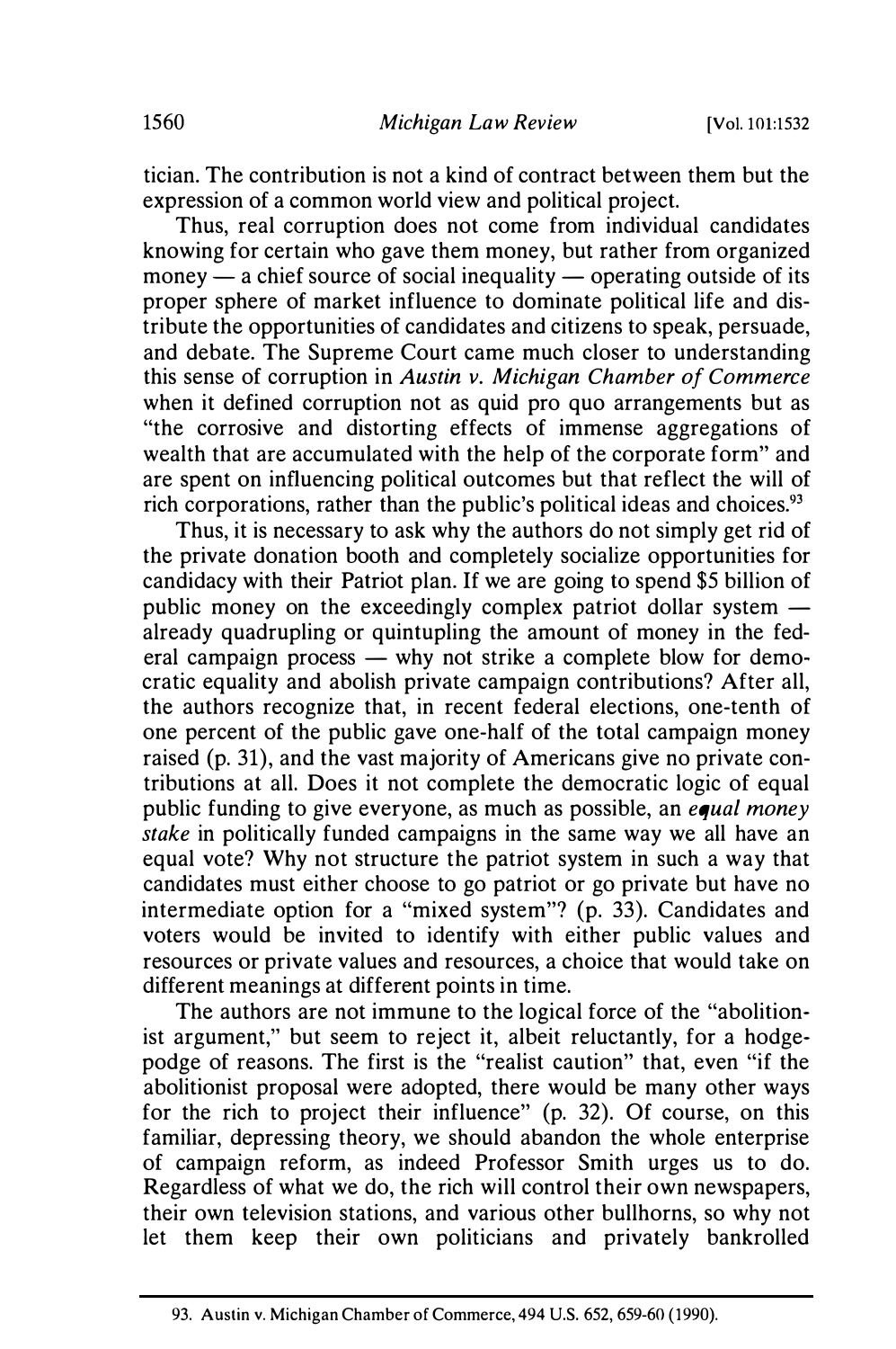tician. The contribution is not a kind of contract between them but the expression of a common world view and political project.

Thus, real corruption does not come from individual candidates knowing for certain who gave them money, but rather from organized money — a chief source of social inequality — operating outside of its proper sphere of market influence to dominate political life and distribute the opportunities of candidates and citizens to speak, persuade, and debate. The Supreme Court came much closer to understanding this sense of corruption in *Austin v. Michigan Chamber of Commerce* when it defined corruption not as quid pro quo arrangements but as "the corrosive and distorting effects of immense aggregations of wealth that are accumulated with the help of the corporate form" and are spent on influencing political outcomes but that reflect the will of rich corporations, rather than the public's political ideas and choices.[93]

Thus, it is necessary to ask why the authors do not simply get rid of the private donation booth and completely socialize opportunities for candidacy with their Patriot plan. If we are going to spend $5 billion of public money on the exceedingly complex patriot dollar system — already quadrupling or quintupling the amount of money in the federal campaign process — why not strike a complete blow for democratic equality and abolish private campaign contributions? After all, the authors recognize that, in recent federal elections, one-tenth of one percent of the public gave one-half of the total campaign money raised (p. 31), and the vast majority of Americans give no private contributions at all. Does it not complete the democratic logic of equal public funding to give everyone, as much as possible, an *equal money stake* in politically funded campaigns in the same way we all have an equal vote? Why not structure the patriot system in such a way that candidates must either choose to go patriot or go private but have no intermediate option for a "mixed system"? (p. 33). Candidates and voters would be invited to identify with either public values and resources or private values and resources, a choice that would take on different meanings at different points in time.

The authors are not immune to the logical force of the "abolitionist argument," but seem to reject it, albeit reluctantly, for a hodgepodge of reasons. The first is the "realist caution" that, even "if the abolitionist proposal were adopted, there would be many other ways for the rich to project their influence" (p. 32). Of course, on this familiar, depressing theory, we should abandon the whole enterprise of campaign reform, as indeed Professor Smith urges us to do. Regardless of what we do, the rich will control their own newspapers, their own television stations, and various other bullhorns, so why not let them keep their own politicians and privately bankrolled

93. Austin v. Michigan Chamber of Commerce, 494 U.S. 652, 659-60 (1990).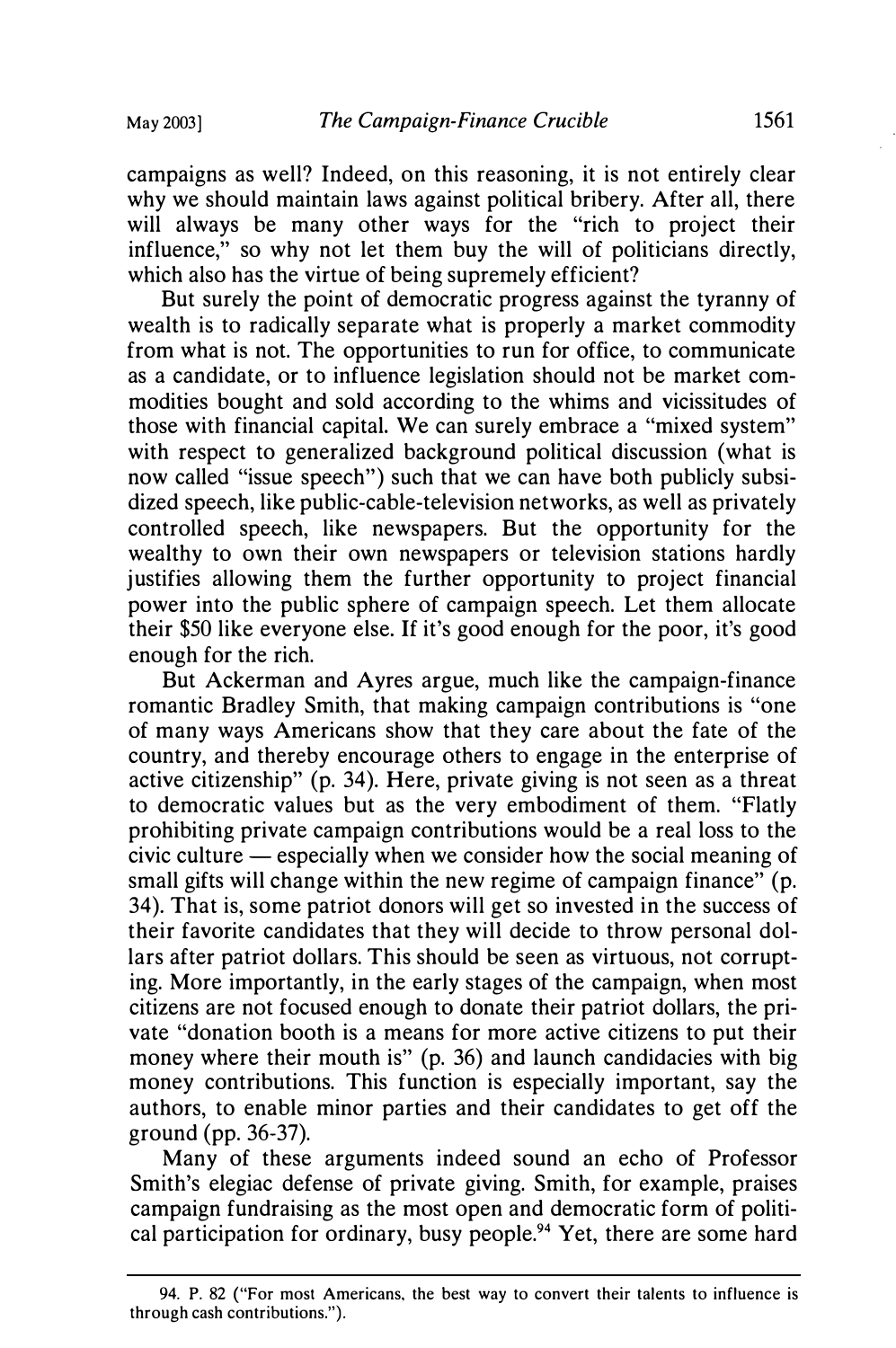campaigns as well? Indeed, on this reasoning, it is not entirely clear why we should maintain laws against political bribery. After all, there will always be many other ways for the "rich to project their influence," so why not let them buy the will of politicians directly, which also has the virtue of being supremely efficient?

But surely the point of democratic progress against the tyranny of wealth is to radically separate what is properly a market commodity from what is not. The opportunities to run for office, to communicate as a candidate, or to influence legislation should not be market commodities bought and sold according to the whims and vicissitudes of those with financial capital. We can surely embrace a "mixed system" with respect to generalized background political discussion (what is now called "issue speech") such that we can have both publicly subsidized speech, like public-cable-television networks, as well as privately controlled speech, like newspapers. But the opportunity for the wealthy to own their own newspapers or television stations hardly justifies allowing them the further opportunity to project financial power into the public sphere of campaign speech. Let them allocate their $50 like everyone else. If it's good enough for the poor, it's good enough for the rich.

But Ackerman and Ayres argue, much like the campaign-finance romantic Bradley Smith, that making campaign contributions is "one of many ways Americans show that they care about the fate of the country, and thereby encourage others to engage in the enterprise of active citizenship" (p. 34). Here, private giving is not seen as a threat to democratic values but as the very embodiment of them. "Flatly prohibiting private campaign contributions would be a real loss to the civic culture — especially when we consider how the social meaning of small gifts will change within the new regime of campaign finance" (p. 34). That is, some patriot donors will get so invested in the success of their favorite candidates that they will decide to throw personal dollars after patriot dollars. This should be seen as virtuous, not corrupting. More importantly, in the early stages of the campaign, when most citizens are not focused enough to donate their patriot dollars, the private "donation booth is a means for more active citizens to put their money where their mouth is" (p. 36) and launch candidacies with big money contributions. This function is especially important, say the authors, to enable minor parties and their candidates to get off the ground (pp. 36-37).

Many of these arguments indeed sound an echo of Professor Smith's elegiac defense of private giving. Smith, for example, praises campaign fundraising as the most open and democratic form of political participation for ordinary, busy people.[94] Yet, there are some hard

---

94. P. 82 ("For most Americans, the best way to convert their talents to influence is through cash contributions.").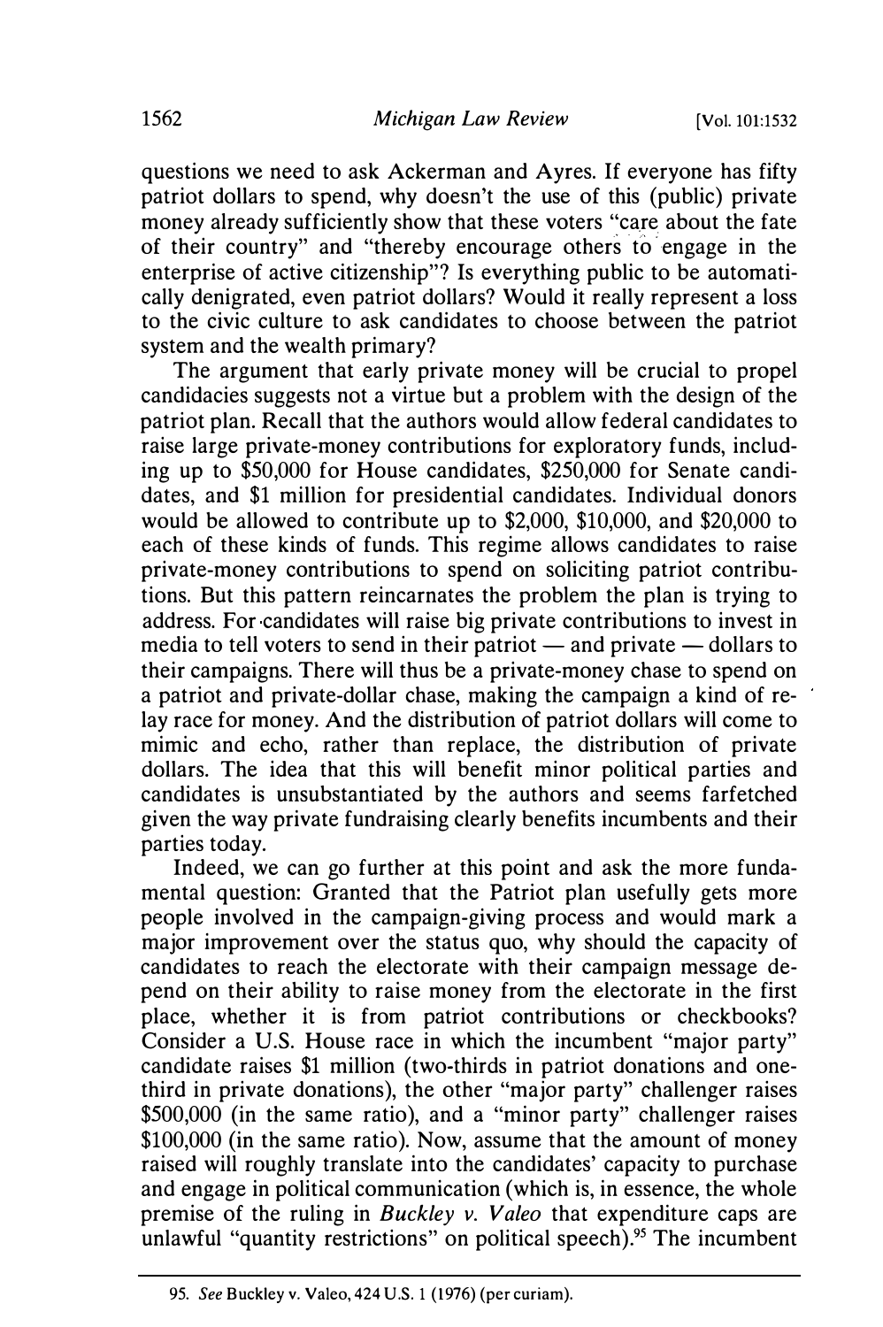questions we need to ask Ackerman and Ayres. If everyone has fifty patriot dollars to spend, why doesn't the use of this (public) private money already sufficiently show that these voters "care about the fate of their country" and "thereby encourage others to engage in the enterprise of active citizenship"? Is everything public to be automatically denigrated, even patriot dollars? Would it really represent a loss to the civic culture to ask candidates to choose between the patriot system and the wealth primary?

The argument that early private money will be crucial to propel candidacies suggests not a virtue but a problem with the design of the patriot plan. Recall that the authors would allow federal candidates to raise large private-money contributions for exploratory funds, including up to $50,000 for House candidates, $250,000 for Senate candidates, and $1 million for presidential candidates. Individual donors would be allowed to contribute up to $2,000, $10,000, and $20,000 to each of these kinds of funds. This regime allows candidates to raise private-money contributions to spend on soliciting patriot contributions. But this pattern reincarnates the problem the plan is trying to address. For candidates will raise big private contributions to invest in media to tell voters to send in their patriot — and private — dollars to their campaigns. There will thus be a private-money chase to spend on a patriot and private-dollar chase, making the campaign a kind of relay race for money. And the distribution of patriot dollars will come to mimic and echo, rather than replace, the distribution of private dollars. The idea that this will benefit minor political parties and candidates is unsubstantiated by the authors and seems farfetched given the way private fundraising clearly benefits incumbents and their parties today.

Indeed, we can go further at this point and ask the more fundamental question: Granted that the Patriot plan usefully gets more people involved in the campaign-giving process and would mark a major improvement over the status quo, why should the capacity of candidates to reach the electorate with their campaign message depend on their ability to raise money from the electorate in the first place, whether it is from patriot contributions or checkbooks? Consider a U.S. House race in which the incumbent "major party" candidate raises $1 million (two-thirds in patriot donations and one-third in private donations), the other "major party" challenger raises $500,000 (in the same ratio), and a "minor party" challenger raises $100,000 (in the same ratio). Now, assume that the amount of money raised will roughly translate into the candidates' capacity to purchase and engage in political communication (which is, in essence, the whole premise of the ruling in *Buckley v. Valeo* that expenditure caps are unlawful "quantity restrictions" on political speech).[95] The incumbent

95. *See* Buckley v. Valeo, 424 U.S. 1 (1976) (per curiam).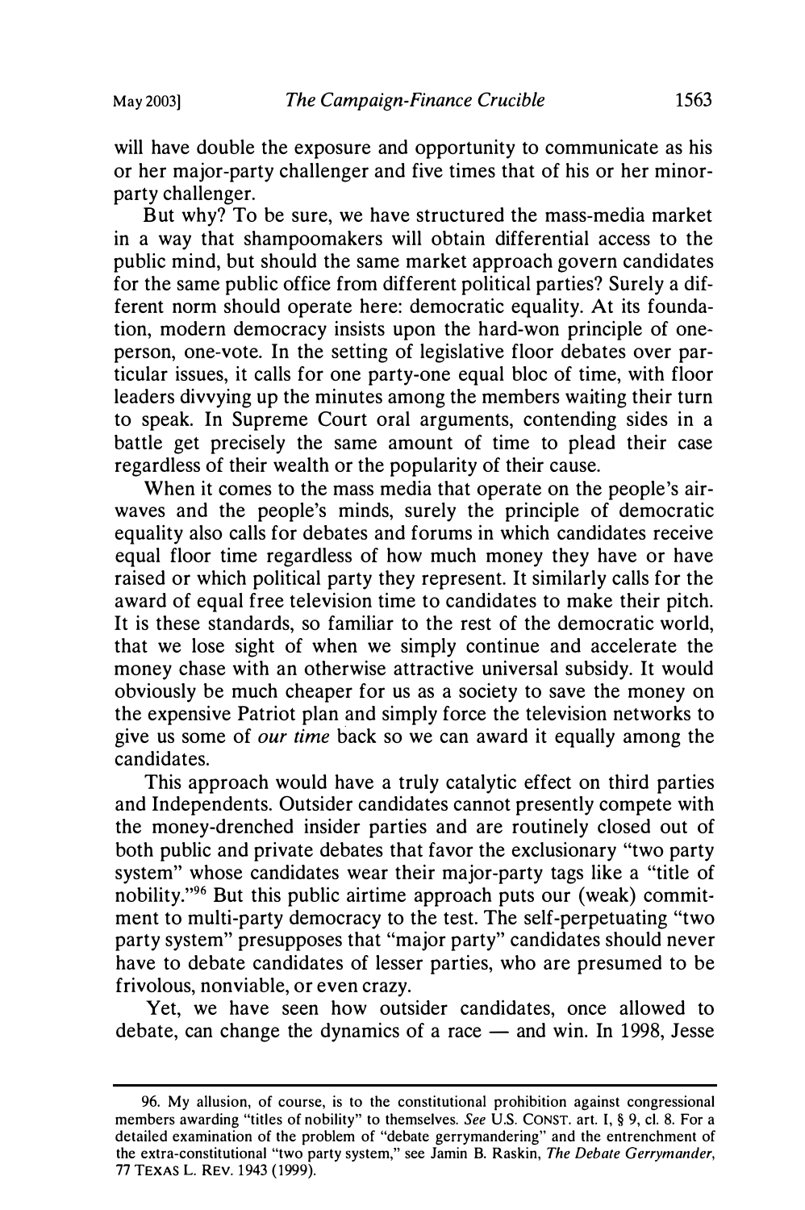will have double the exposure and opportunity to communicate as his or her major-party challenger and five times that of his or her minor-party challenger.

But why? To be sure, we have structured the mass-media market in a way that shampoomakers will obtain differential access to the public mind, but should the same market approach govern candidates for the same public office from different political parties? Surely a different norm should operate here: democratic equality. At its foundation, modern democracy insists upon the hard-won principle of one-person, one-vote. In the setting of legislative floor debates over particular issues, it calls for one party-one equal bloc of time, with floor leaders divvying up the minutes among the members waiting their turn to speak. In Supreme Court oral arguments, contending sides in a battle get precisely the same amount of time to plead their case regardless of their wealth or the popularity of their cause.

When it comes to the mass media that operate on the people's airwaves and the people's minds, surely the principle of democratic equality also calls for debates and forums in which candidates receive equal floor time regardless of how much money they have or have raised or which political party they represent. It similarly calls for the award of equal free television time to candidates to make their pitch. It is these standards, so familiar to the rest of the democratic world, that we lose sight of when we simply continue and accelerate the money chase with an otherwise attractive universal subsidy. It would obviously be much cheaper for us as a society to save the money on the expensive Patriot plan and simply force the television networks to give us some of *our time* back so we can award it equally among the candidates.

This approach would have a truly catalytic effect on third parties and Independents. Outsider candidates cannot presently compete with the money-drenched insider parties and are routinely closed out of both public and private debates that favor the exclusionary "two party system" whose candidates wear their major-party tags like a "title of nobility."[96] But this public airtime approach puts our (weak) commitment to multi-party democracy to the test. The self-perpetuating "two party system" presupposes that "major party" candidates should never have to debate candidates of lesser parties, who are presumed to be frivolous, nonviable, or even crazy.

Yet, we have seen how outsider candidates, once allowed to debate, can change the dynamics of a race — and win. In 1998, Jesse

---

96. My allusion, of course, is to the constitutional prohibition against congressional members awarding "titles of nobility" to themselves. *See* U.S. CONST. art. I, § 9, cl. 8. For a detailed examination of the problem of "debate gerrymandering" and the entrenchment of the extra-constitutional "two party system," see Jamin B. Raskin, *The Debate Gerrymander*, 77 TEXAS L. REV. 1943 (1999).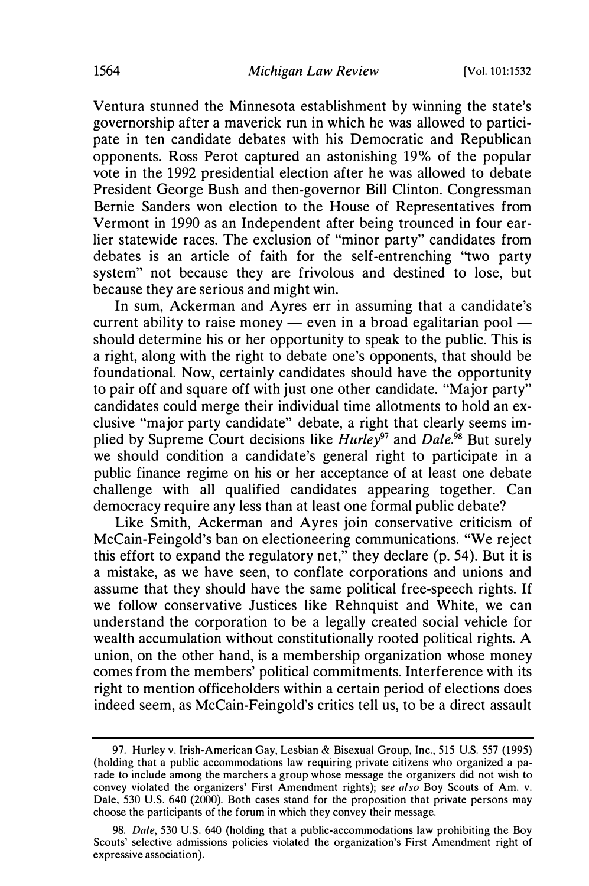Ventura stunned the Minnesota establishment by winning the state's governorship after a maverick run in which he was allowed to participate in ten candidate debates with his Democratic and Republican opponents. Ross Perot captured an astonishing 19% of the popular vote in the 1992 presidential election after he was allowed to debate President George Bush and then-governor Bill Clinton. Congressman Bernie Sanders won election to the House of Representatives from Vermont in 1990 as an Independent after being trounced in four earlier statewide races. The exclusion of "minor party" candidates from debates is an article of faith for the self-entrenching "two party system" not because they are frivolous and destined to lose, but because they are serious and might win.

In sum, Ackerman and Ayres err in assuming that a candidate's current ability to raise money — even in a broad egalitarian pool — should determine his or her opportunity to speak to the public. This is a right, along with the right to debate one's opponents, that should be foundational. Now, certainly candidates should have the opportunity to pair off and square off with just one other candidate. "Major party" candidates could merge their individual time allotments to hold an exclusive "major party candidate" debate, a right that clearly seems implied by Supreme Court decisions like *Hurley*[97] and *Dale*.[98] But surely we should condition a candidate's general right to participate in a public finance regime on his or her acceptance of at least one debate challenge with all qualified candidates appearing together. Can democracy require any less than at least one formal public debate?

Like Smith, Ackerman and Ayres join conservative criticism of McCain-Feingold's ban on electioneering communications. "We reject this effort to expand the regulatory net," they declare (p. 54). But it is a mistake, as we have seen, to conflate corporations and unions and assume that they should have the same political free-speech rights. If we follow conservative Justices like Rehnquist and White, we can understand the corporation to be a legally created social vehicle for wealth accumulation without constitutionally rooted political rights. A union, on the other hand, is a membership organization whose money comes from the members' political commitments. Interference with its right to mention officeholders within a certain period of elections does indeed seem, as McCain-Feingold's critics tell us, to be a direct assault

---

97. Hurley v. Irish-American Gay, Lesbian & Bisexual Group, Inc., 515 U.S. 557 (1995) (holding that a public accommodations law requiring private citizens who organized a parade to include among the marchers a group whose message the organizers did not wish to convey violated the organizers' First Amendment rights); *see also* Boy Scouts of Am. v. Dale, 530 U.S. 640 (2000). Both cases stand for the proposition that private persons may choose the participants of the forum in which they convey their message.

98. *Dale*, 530 U.S. 640 (holding that a public-accommodations law prohibiting the Boy Scouts' selective admissions policies violated the organization's First Amendment right of expressive association).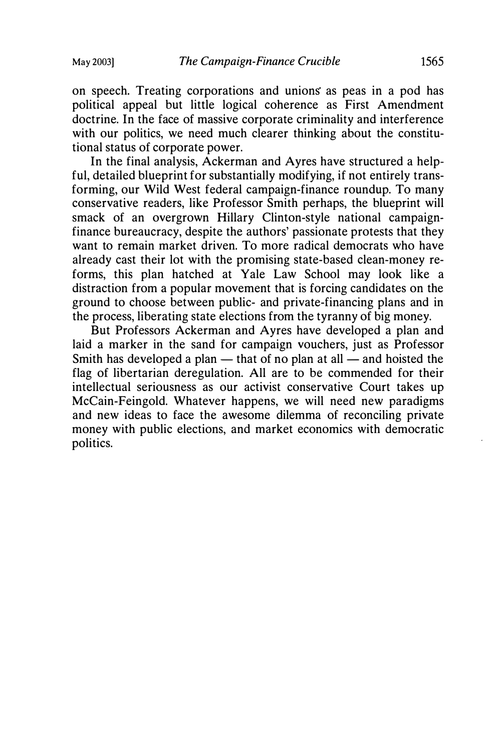on speech. Treating corporations and unions as peas in a pod has political appeal but little logical coherence as First Amendment doctrine. In the face of massive corporate criminality and interference with our politics, we need much clearer thinking about the constitutional status of corporate power.

In the final analysis, Ackerman and Ayres have structured a helpful, detailed blueprint for substantially modifying, if not entirely transforming, our Wild West federal campaign-finance roundup. To many conservative readers, like Professor Smith perhaps, the blueprint will smack of an overgrown Hillary Clinton-style national campaign-finance bureaucracy, despite the authors' passionate protests that they want to remain market driven. To more radical democrats who have already cast their lot with the promising state-based clean-money reforms, this plan hatched at Yale Law School may look like a distraction from a popular movement that is forcing candidates on the ground to choose between public- and private-financing plans and in the process, liberating state elections from the tyranny of big money.

But Professors Ackerman and Ayres have developed a plan and laid a marker in the sand for campaign vouchers, just as Professor Smith has developed a plan — that of no plan at all — and hoisted the flag of libertarian deregulation. All are to be commended for their intellectual seriousness as our activist conservative Court takes up McCain-Feingold. Whatever happens, we will need new paradigms and new ideas to face the awesome dilemma of reconciling private money with public elections, and market economics with democratic politics.